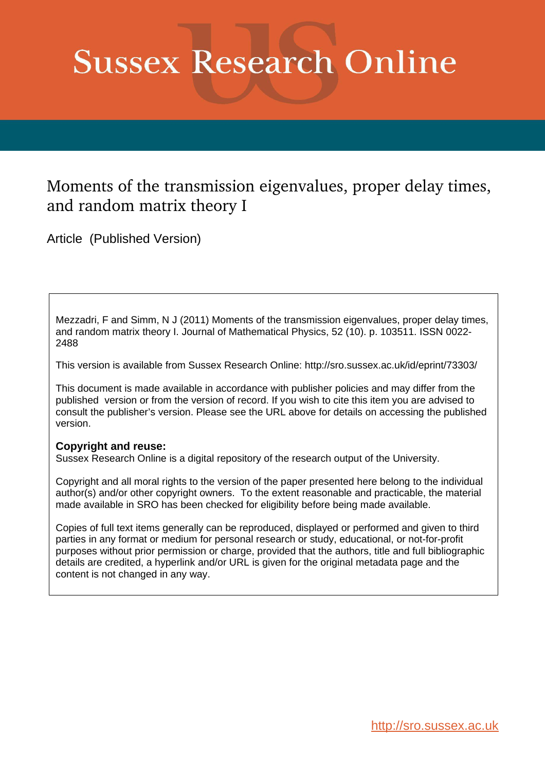# Sussex Research Online

## Moments of the transmission eigenvalues, proper delay times, and random matrix theory I

Article (Published Version)

Mezzadri, F and Simm, N J (2011) Moments of the transmission eigenvalues, proper delay times, and random matrix theory I. Journal of Mathematical Physics, 52 (10). p. 103511. ISSN 0022-2488

This version is available from Sussex Research Online: http://sro.sussex.ac.uk/id/eprint/73303/

This document is made available in accordance with publisher policies and may differ from the published version or from the version of record. If you wish to cite this item you are advised to consult the publisher's version. Please see the URL above for details on accessing the published version.

**Copyright and reuse:**
Sussex Research Online is a digital repository of the research output of the University.

Copyright and all moral rights to the version of the paper presented here belong to the individual author(s) and/or other copyright owners. To the extent reasonable and practicable, the material made available in SRO has been checked for eligibility before being made available.

Copies of full text items generally can be reproduced, displayed or performed and given to third parties in any format or medium for personal research or study, educational, or not-for-profit purposes without prior permission or charge, provided that the authors, title and full bibliographic details are credited, a hyperlink and/or URL is given for the original metadata page and the content is not changed in any way.

http://sro.sussex.ac.uk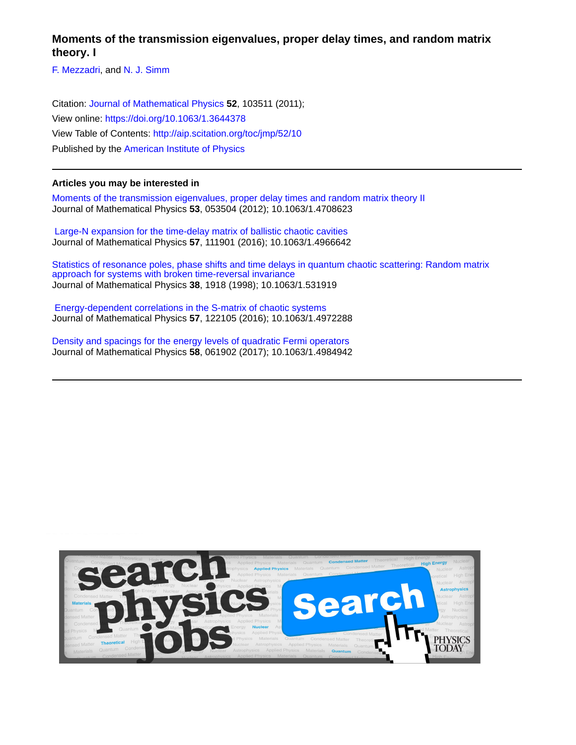# Moments of the transmission eigenvalues, proper delay times, and random matrix theory. I

F. Mezzadri, and N. J. Simm

Citation: Journal of Mathematical Physics **52**, 103511 (2011);
View online: https://doi.org/10.1063/1.3644378
View Table of Contents: http://aip.scitation.org/toc/jmp/52/10
Published by the American Institute of Physics

---

## Articles you may be interested in

Moments of the transmission eigenvalues, proper delay times and random matrix theory II
Journal of Mathematical Physics **53**, 053504 (2012); 10.1063/1.4708623

Large-N expansion for the time-delay matrix of ballistic chaotic cavities
Journal of Mathematical Physics **57**, 111901 (2016); 10.1063/1.4966642

Statistics of resonance poles, phase shifts and time delays in quantum chaotic scattering: Random matrix approach for systems with broken time-reversal invariance
Journal of Mathematical Physics **38**, 1918 (1998); 10.1063/1.531919

Energy-dependent correlations in the S-matrix of chaotic systems
Journal of Mathematical Physics **57**, 122105 (2016); 10.1063/1.4972288

Density and spacings for the energy levels of quadratic Fermi operators
Journal of Mathematical Physics **58**, 061902 (2017); 10.1063/1.4984942

---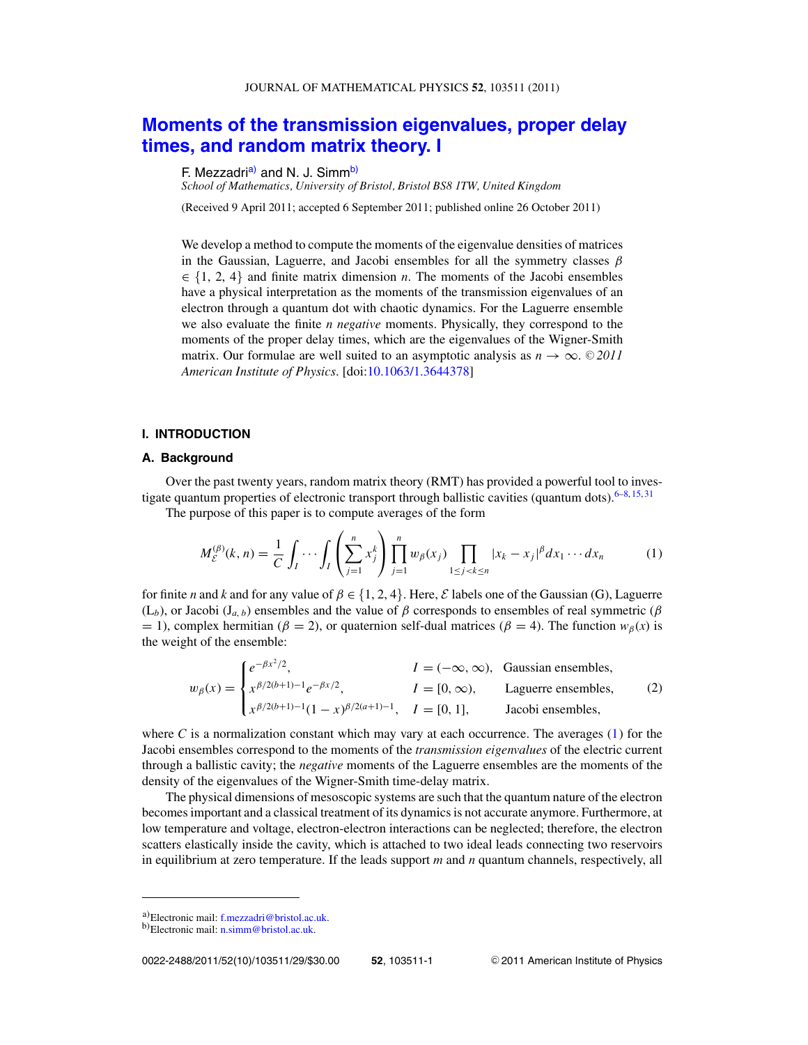# Moments of the transmission eigenvalues, proper delay times, and random matrix theory. I

F. Mezzadri[a] and N. J. Simm[b]

*School of Mathematics, University of Bristol, Bristol BS8 1TW, United Kingdom*

(Received 9 April 2011; accepted 6 September 2011; published online 26 October 2011)

We develop a method to compute the moments of the eigenvalue densities of matrices in the Gaussian, Laguerre, and Jacobi ensembles for all the symmetry classes $\beta \in \{1, 2, 4\}$ and finite matrix dimension $n$. The moments of the Jacobi ensembles have a physical interpretation as the moments of the transmission eigenvalues of an electron through a quantum dot with chaotic dynamics. For the Laguerre ensemble we also evaluate the finite $n$ *negative* moments. Physically, they correspond to the moments of the proper delay times, which are the eigenvalues of the Wigner-Smith matrix. Our formulae are well suited to an asymptotic analysis as $n \to \infty$. © *2011 American Institute of Physics*. [doi:10.1063/1.3644378]

## I. INTRODUCTION

### A. Background

Over the past twenty years, random matrix theory (RMT) has provided a powerful tool to investigate quantum properties of electronic transport through ballistic cavities (quantum dots).[6–8,15,31]

The purpose of this paper is to compute averages of the form

$$M_{\mathcal{E}}^{(\beta)}(k, n) = \frac{1}{C} \int_I \cdots \int_I \left( \sum_{j=1}^n x_j^k \right) \prod_{j=1}^n w_\beta(x_j) \prod_{1 \le j < k \le n} |x_k - x_j|^\beta dx_1 \cdots dx_n \tag{1}$$

for finite $n$ and $k$ and for any value of $\beta \in \{1, 2, 4\}$. Here, $\mathcal{E}$ labels one of the Gaussian (G), Laguerre ($\mathrm{L}_b$), or Jacobi ($\mathrm{J}_{a,b}$) ensembles and the value of $\beta$ corresponds to ensembles of real symmetric ($\beta = 1$), complex hermitian ($\beta = 2$), or quaternion self-dual matrices ($\beta = 4$). The function $w_\beta(x)$ is the weight of the ensemble:

$$w_\beta(x) = \begin{cases} e^{-\beta x^2/2}, & I = (-\infty, \infty), \quad \text{Gaussian ensembles,} \\ x^{\beta/2(b+1)-1} e^{-\beta x/2}, & I = [0, \infty), \quad \text{Laguerre ensembles,} \\ x^{\beta/2(b+1)-1}(1-x)^{\beta/2(a+1)-1}, & I = [0, 1], \quad \text{Jacobi ensembles,} \end{cases} \tag{2}$$

where $C$ is a normalization constant which may vary at each occurrence. The averages (1) for the Jacobi ensembles correspond to the moments of the *transmission eigenvalues* of the electric current through a ballistic cavity; the *negative* moments of the Laguerre ensembles are the moments of the density of the eigenvalues of the Wigner-Smith time-delay matrix.

The physical dimensions of mesoscopic systems are such that the quantum nature of the electron becomes important and a classical treatment of its dynamics is not accurate anymore. Furthermore, at low temperature and voltage, electron-electron interactions can be neglected; therefore, the electron scatters elastically inside the cavity, which is attached to two ideal leads connecting two reservoirs in equilibrium at zero temperature. If the leads support $m$ and $n$ quantum channels, respectively, all

[a] Electronic mail: f.mezzadri@bristol.ac.uk.
[b] Electronic mail: n.simm@bristol.ac.uk.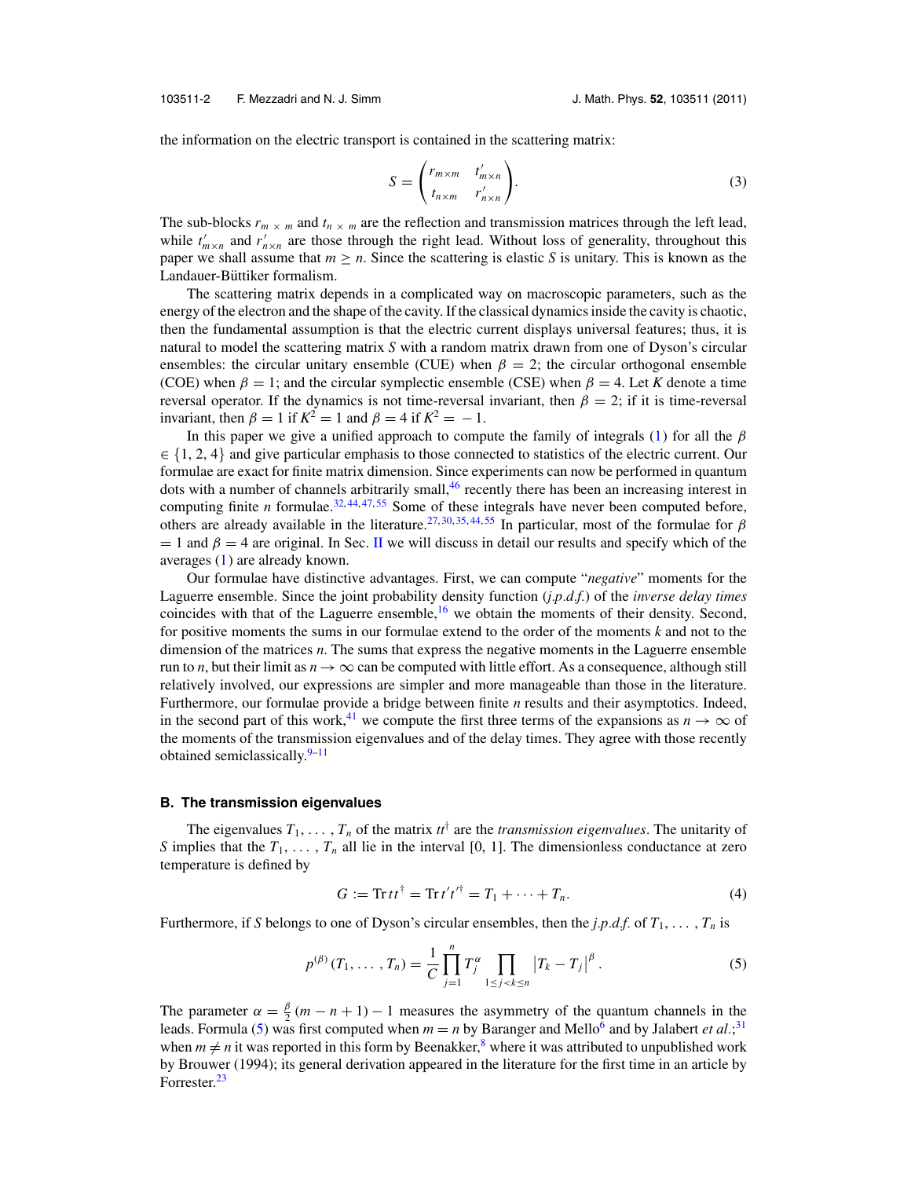the information on the electric transport is contained in the scattering matrix:

$$S = \begin{pmatrix} r_{m\times m} & t'_{m\times n} \\ t_{n\times m} & r'_{n\times n} \end{pmatrix}. \tag{3}$$

The sub-blocks $r_{m\,\times\,m}$ and $t_{n\,\times\,m}$ are the reflection and transmission matrices through the left lead, while $t'_{m\times n}$ and $r'_{n\times n}$ are those through the right lead. Without loss of generality, throughout this paper we shall assume that $m \geq n$. Since the scattering is elastic $S$ is unitary. This is known as the Landauer-Büttiker formalism.

The scattering matrix depends in a complicated way on macroscopic parameters, such as the energy of the electron and the shape of the cavity. If the classical dynamics inside the cavity is chaotic, then the fundamental assumption is that the electric current displays universal features; thus, it is natural to model the scattering matrix $S$ with a random matrix drawn from one of Dyson's circular ensembles: the circular unitary ensemble (CUE) when $\beta = 2$; the circular orthogonal ensemble (COE) when $\beta = 1$; and the circular symplectic ensemble (CSE) when $\beta = 4$. Let $K$ denote a time reversal operator. If the dynamics is not time-reversal invariant, then $\beta = 2$; if it is time-reversal invariant, then $\beta = 1$ if $K^2 = 1$ and $\beta = 4$ if $K^2 = -1$.

In this paper we give a unified approach to compute the family of integrals (1) for all the $\beta \in \{1, 2, 4\}$ and give particular emphasis to those connected to statistics of the electric current. Our formulae are exact for finite matrix dimension. Since experiments can now be performed in quantum dots with a number of channels arbitrarily small,[46] recently there has been an increasing interest in computing finite $n$ formulae.[32,44,47,55] Some of these integrals have never been computed before, others are already available in the literature.[27,30,35,44,55] In particular, most of the formulae for $\beta = 1$ and $\beta = 4$ are original. In Sec. II we will discuss in detail our results and specify which of the averages (1) are already known.

Our formulae have distinctive advantages. First, we can compute "*negative*" moments for the Laguerre ensemble. Since the joint probability density function (*j.p.d.f.*) of the *inverse delay times* coincides with that of the Laguerre ensemble,[16] we obtain the moments of their density. Second, for positive moments the sums in our formulae extend to the order of the moments $k$ and not to the dimension of the matrices $n$. The sums that express the negative moments in the Laguerre ensemble run to $n$, but their limit as $n \to \infty$ can be computed with little effort. As a consequence, although still relatively involved, our expressions are simpler and more manageable than those in the literature. Furthermore, our formulae provide a bridge between finite $n$ results and their asymptotics. Indeed, in the second part of this work,[41] we compute the first three terms of the expansions as $n \to \infty$ of the moments of the transmission eigenvalues and of the delay times. They agree with those recently obtained semiclassically.[9–11]

### B. The transmission eigenvalues

The eigenvalues $T_1, \ldots, T_n$ of the matrix $tt^{\dagger}$ are the *transmission eigenvalues*. The unitarity of $S$ implies that the $T_1, \ldots, T_n$ all lie in the interval $[0, 1]$. The dimensionless conductance at zero temperature is defined by

$$G := \operatorname{Tr} tt^{\dagger} = \operatorname{Tr} t't'^{\dagger} = T_1 + \cdots + T_n. \tag{4}$$

Furthermore, if $S$ belongs to one of Dyson's circular ensembles, then the *j.p.d.f.* of $T_1, \ldots, T_n$ is

$$p^{(\beta)}(T_1, \ldots, T_n) = \frac{1}{C} \prod_{j=1}^{n} T_j^{\alpha} \prod_{1 \leq j < k \leq n} \left| T_k - T_j \right|^{\beta}. \tag{5}$$

The parameter $\alpha = \frac{\beta}{2}(m - n + 1) - 1$ measures the asymmetry of the quantum channels in the leads. Formula (5) was first computed when $m = n$ by Baranger and Mello[6] and by Jalabert *et al.*;[31] when $m \neq n$ it was reported in this form by Beenakker,[8] where it was attributed to unpublished work by Brouwer (1994); its general derivation appeared in the literature for the first time in an article by Forrester.[23]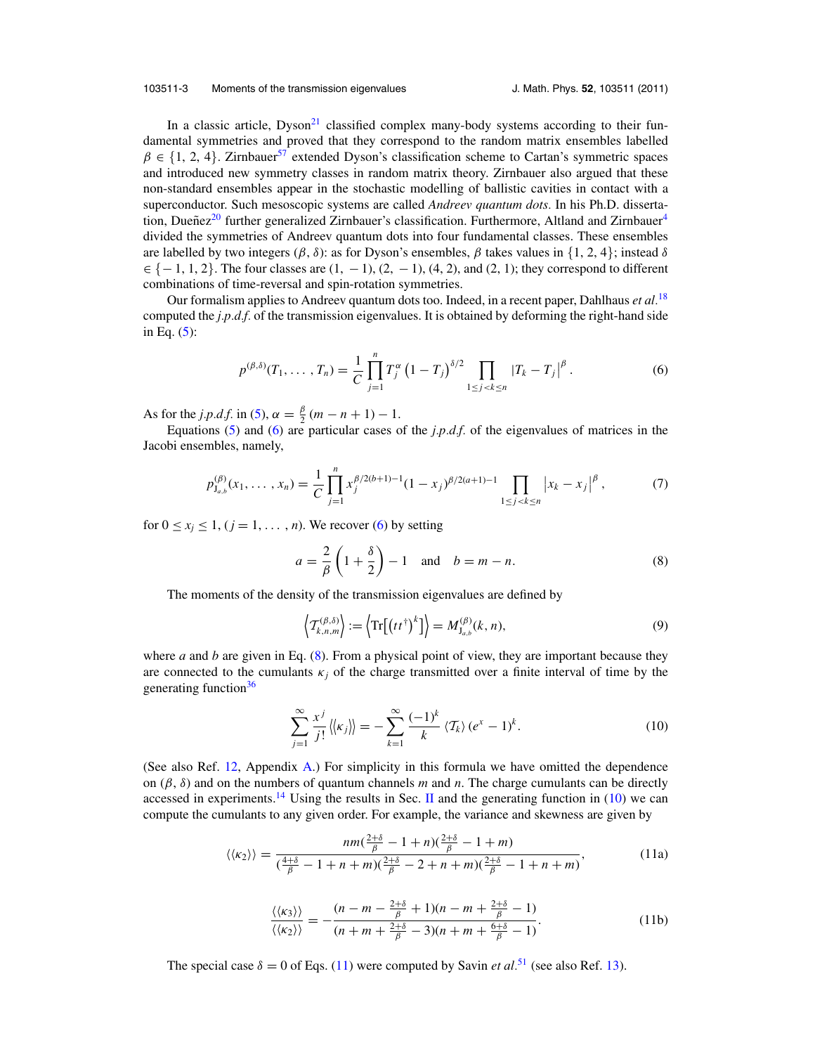In a classic article, Dyson[21] classified complex many-body systems according to their fundamental symmetries and proved that they correspond to the random matrix ensembles labelled $\beta \in \{1, 2, 4\}$. Zirnbauer[57] extended Dyson's classification scheme to Cartan's symmetric spaces and introduced new symmetry classes in random matrix theory. Zirnbauer also argued that these non-standard ensembles appear in the stochastic modelling of ballistic cavities in contact with a superconductor. Such mesoscopic systems are called *Andreev quantum dots.* In his Ph.D. dissertation, Dueñez[20] further generalized Zirnbauer's classification. Furthermore, Altland and Zirnbauer[4] divided the symmetries of Andreev quantum dots into four fundamental classes. These ensembles are labelled by two integers $(\beta, \delta)$: as for Dyson's ensembles, $\beta$ takes values in $\{1, 2, 4\}$; instead $\delta \in \{-1, 1, 2\}$. The four classes are $(1, -1)$, $(2, -1)$, $(4, 2)$, and $(2, 1)$; they correspond to different combinations of time-reversal and spin-rotation symmetries.

Our formalism applies to Andreev quantum dots too. Indeed, in a recent paper, Dahlhaus *et al.*[18] computed the *j.p.d.f.* of the transmission eigenvalues. It is obtained by deforming the right-hand side in Eq. (5):

$$p^{(\beta,\delta)}(T_1, \dots, T_n) = \frac{1}{C} \prod_{j=1}^{n} T_j^{\alpha} \left(1 - T_j\right)^{\delta/2} \prod_{1 \le j < k \le n} |T_k - T_j|^{\beta}. \tag{6}$$

As for the *j.p.d.f.* in (5), $\alpha = \frac{\beta}{2}(m - n + 1) - 1$.

Equations (5) and (6) are particular cases of the *j.p.d.f.* of the eigenvalues of matrices in the Jacobi ensembles, namely,

$$p^{(\beta)}_{\mathrm{J}_{a,b}}(x_1, \dots, x_n) = \frac{1}{C} \prod_{j=1}^{n} x_j^{\beta/2(b+1)-1} (1 - x_j)^{\beta/2(a+1)-1} \prod_{1 \le j < k \le n} \left|x_k - x_j\right|^{\beta}, \tag{7}$$

for $0 \le x_j \le 1$, $(j = 1, \dots, n)$. We recover (6) by setting

$$a = \frac{2}{\beta}\left(1 + \frac{\delta}{2}\right) - 1 \quad \text{and} \quad b = m - n. \tag{8}$$

The moments of the density of the transmission eigenvalues are defined by

$$\left\langle \mathcal{T}^{(\beta,\delta)}_{k,n,m} \right\rangle := \left\langle \mathrm{Tr}\left[\left(tt^{\dagger}\right)^{k}\right] \right\rangle = M^{(\beta)}_{\mathrm{J}_{a,b}}(k, n), \tag{9}$$

where $a$ and $b$ are given in Eq. (8). From a physical point of view, they are important because they are connected to the cumulants $\kappa_j$ of the charge transmitted over a finite interval of time by the generating function[36]

$$\sum_{j=1}^{\infty} \frac{x^j}{j!} \left\langle\!\left\langle \kappa_j \right\rangle\!\right\rangle = -\sum_{k=1}^{\infty} \frac{(-1)^k}{k} \left\langle \mathcal{T}_k \right\rangle (e^x - 1)^k. \tag{10}$$

(See also Ref. 12, Appendix A.) For simplicity in this formula we have omitted the dependence on $(\beta, \delta)$ and on the numbers of quantum channels $m$ and $n$. The charge cumulants can be directly accessed in experiments.[14] Using the results in Sec. II and the generating function in (10) we can compute the cumulants to any given order. For example, the variance and skewness are given by

$$\langle\langle \kappa_2 \rangle\rangle = \frac{nm(\frac{2+\delta}{\beta} - 1 + n)(\frac{2+\delta}{\beta} - 1 + m)}{(\frac{4+\delta}{\beta} - 1 + n + m)(\frac{2+\delta}{\beta} - 2 + n + m)(\frac{2+\delta}{\beta} - 1 + n + m)}, \tag{11a}$$

$$\frac{\langle\langle \kappa_3 \rangle\rangle}{\langle\langle \kappa_2 \rangle\rangle} = -\frac{(n - m - \frac{2+\delta}{\beta} + 1)(n - m + \frac{2+\delta}{\beta} - 1)}{(n + m + \frac{2+\delta}{\beta} - 3)(n + m + \frac{6+\delta}{\beta} - 1)}. \tag{11b}$$

The special case $\delta = 0$ of Eqs. (11) were computed by Savin *et al.*[51] (see also Ref. 13).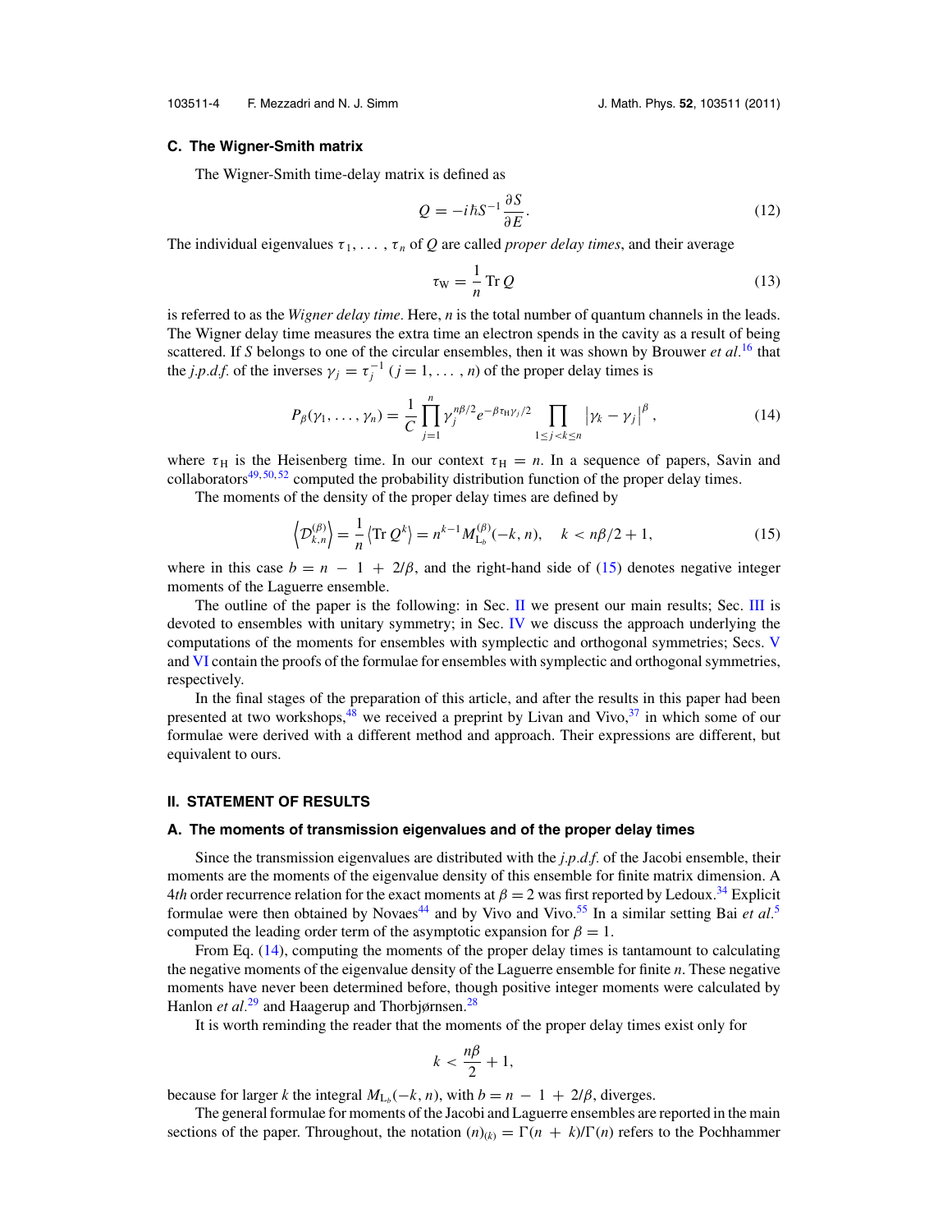### C. The Wigner-Smith matrix

The Wigner-Smith time-delay matrix is defined as

$$Q = -i\hbar S^{-1}\frac{\partial S}{\partial E}. \tag{12}$$

The individual eigenvalues $\tau_1, \ldots, \tau_n$ of $Q$ are called *proper delay times*, and their average

$$\tau_{\mathrm{W}} = \frac{1}{n}\,\mathrm{Tr}\,Q \tag{13}$$

is referred to as the *Wigner delay time*. Here, $n$ is the total number of quantum channels in the leads. The Wigner delay time measures the extra time an electron spends in the cavity as a result of being scattered. If $S$ belongs to one of the circular ensembles, then it was shown by Brouwer *et al.*[16] that the *j.p.d.f.* of the inverses $\gamma_j = \tau_j^{-1}$ $(j = 1, \ldots, n)$ of the proper delay times is

$$P_\beta(\gamma_1, \ldots, \gamma_n) = \frac{1}{C}\prod_{j=1}^{n}\gamma_j^{n\beta/2}e^{-\beta\tau_{\mathrm{H}}\gamma_j/2}\prod_{1\le j<k\le n}\left|\gamma_k - \gamma_j\right|^{\beta}, \tag{14}$$

where $\tau_{\mathrm{H}}$ is the Heisenberg time. In our context $\tau_{\mathrm{H}} = n$. In a sequence of papers, Savin and collaborators[49,50,52] computed the probability distribution function of the proper delay times.

The moments of the density of the proper delay times are defined by

$$\left\langle \mathcal{D}_{k,n}^{(\beta)}\right\rangle = \frac{1}{n}\left\langle \mathrm{Tr}\,Q^k\right\rangle = n^{k-1}M_{\mathrm{L}_b}^{(\beta)}(-k, n), \quad k < n\beta/2 + 1, \tag{15}$$

where in this case $b = n - 1 + 2/\beta$, and the right-hand side of (15) denotes negative integer moments of the Laguerre ensemble.

The outline of the paper is the following: in Sec. II we present our main results; Sec. III is devoted to ensembles with unitary symmetry; in Sec. IV we discuss the approach underlying the computations of the moments for ensembles with symplectic and orthogonal symmetries; Secs. V and VI contain the proofs of the formulae for ensembles with symplectic and orthogonal symmetries, respectively.

In the final stages of the preparation of this article, and after the results in this paper had been presented at two workshops,[48] we received a preprint by Livan and Vivo,[37] in which some of our formulae were derived with a different method and approach. Their expressions are different, but equivalent to ours.

## II. STATEMENT OF RESULTS

### A. The moments of transmission eigenvalues and of the proper delay times

Since the transmission eigenvalues are distributed with the *j.p.d.f.* of the Jacobi ensemble, their moments are the moments of the eigenvalue density of this ensemble for finite matrix dimension. A 4*th* order recurrence relation for the exact moments at $\beta = 2$ was first reported by Ledoux.[34] Explicit formulae were then obtained by Novaes[44] and by Vivo and Vivo.[55] In a similar setting Bai *et al.*[5] computed the leading order term of the asymptotic expansion for $\beta = 1$.

From Eq. (14), computing the moments of the proper delay times is tantamount to calculating the negative moments of the eigenvalue density of the Laguerre ensemble for finite $n$. These negative moments have never been determined before, though positive integer moments were calculated by Hanlon *et al.*[29] and Haagerup and Thorbjørnsen.[28]

It is worth reminding the reader that the moments of the proper delay times exist only for

$$k < \frac{n\beta}{2} + 1,$$

because for larger $k$ the integral $M_{\mathrm{L}_b}(-k, n)$, with $b = n - 1 + 2/\beta$, diverges.

The general formulae for moments of the Jacobi and Laguerre ensembles are reported in the main sections of the paper. Throughout, the notation $(n)_{(k)} = \Gamma(n + k)/\Gamma(n)$ refers to the Pochhammer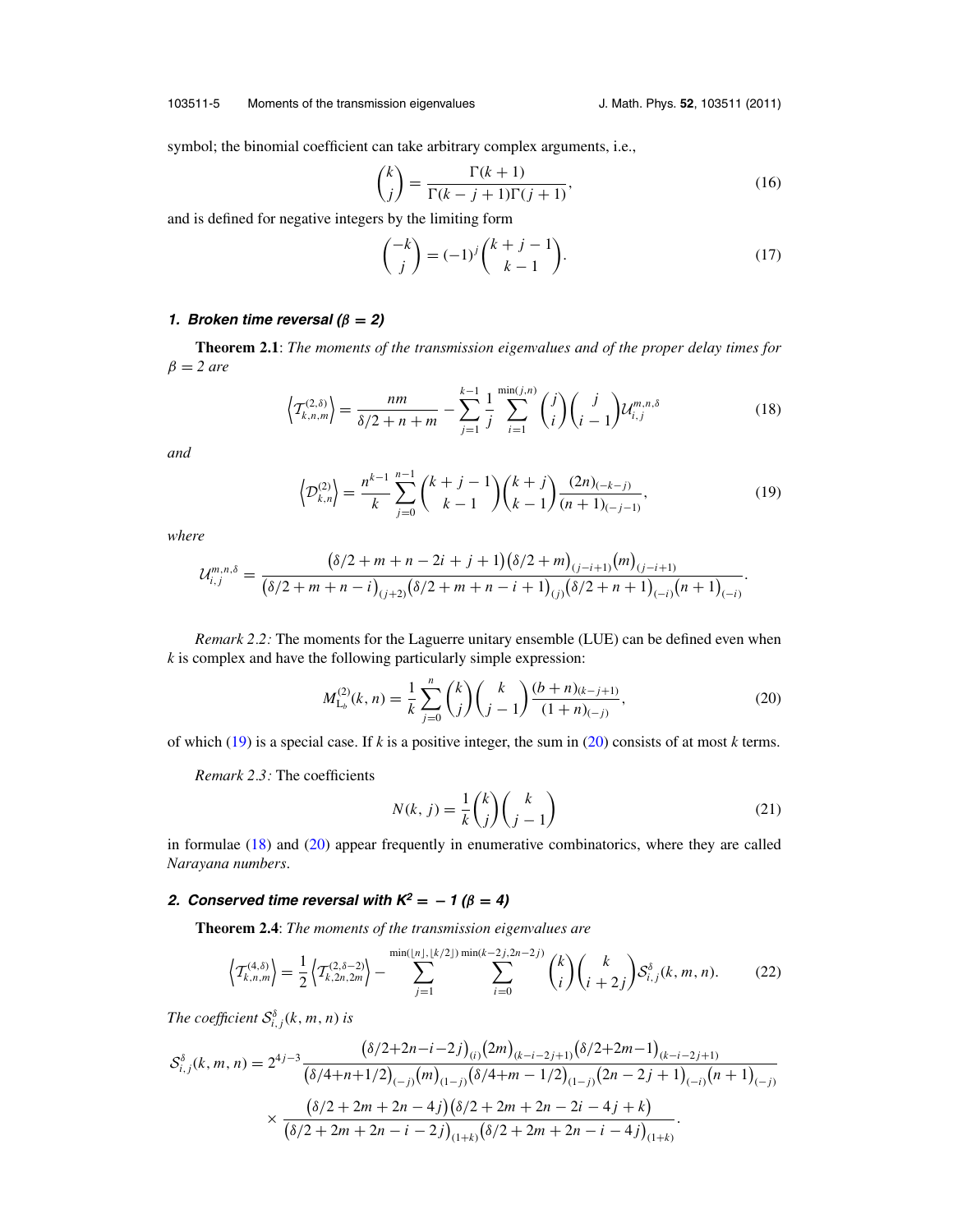symbol; the binomial coefficient can take arbitrary complex arguments, i.e.,

$$\binom{k}{j} = \frac{\Gamma(k+1)}{\Gamma(k-j+1)\Gamma(j+1)}, \tag{16}$$

and is defined for negative integers by the limiting form

$$\binom{-k}{j} = (-1)^j \binom{k+j-1}{k-1}. \tag{17}$$

### 1. Broken time reversal ($\beta = 2$)

**Theorem 2.1**: *The moments of the transmission eigenvalues and of the proper delay times for $\beta = 2$ are*

$$\left\langle \mathcal{T}^{(2,\delta)}_{k,n,m} \right\rangle = \frac{nm}{\delta/2+n+m} - \sum_{j=1}^{k-1} \frac{1}{j} \sum_{i=1}^{\min(j,n)} \binom{j}{i}\binom{j}{i-1} \mathcal{U}^{m,n,\delta}_{i,j} \tag{18}$$

*and*

$$\left\langle \mathcal{D}^{(2)}_{k,n} \right\rangle = \frac{n^{k-1}}{k} \sum_{j=0}^{n-1} \binom{k+j-1}{k-1}\binom{k+j}{k-1} \frac{(2n)_{(-k-j)}}{(n+1)_{(-j-1)}}, \tag{19}$$

*where*

$$\mathcal{U}^{m,n,\delta}_{i,j} = \frac{\big(\delta/2+m+n-2i+j+1\big)\big(\delta/2+m\big)_{(j-i+1)}\big(m\big)_{(j-i+1)}}{\big(\delta/2+m+n-i\big)_{(j+2)}\big(\delta/2+m+n-i+1\big)_{(j)}\big(\delta/2+n+1\big)_{(-i)}\big(n+1\big)_{(-i)}}.$$

*Remark 2.2:* The moments for the Laguerre unitary ensemble (LUE) can be defined even when $k$ is complex and have the following particularly simple expression:

$$M^{(2)}_{\mathrm{L}_b}(k,n) = \frac{1}{k} \sum_{j=0}^{n} \binom{k}{j}\binom{k}{j-1} \frac{(b+n)_{(k-j+1)}}{(1+n)_{(-j)}}, \tag{20}$$

of which (19) is a special case. If $k$ is a positive integer, the sum in (20) consists of at most $k$ terms.

*Remark 2.3:* The coefficients

$$N(k,j) = \frac{1}{k}\binom{k}{j}\binom{k}{j-1} \tag{21}$$

in formulae (18) and (20) appear frequently in enumerative combinatorics, where they are called *Narayana numbers*.

### 2. Conserved time reversal with $K^2 = -1$ ($\beta = 4$)

**Theorem 2.4**: *The moments of the transmission eigenvalues are*

$$\left\langle \mathcal{T}^{(4,\delta)}_{k,n,m} \right\rangle = \frac{1}{2}\left\langle \mathcal{T}^{(2,\delta-2)}_{k,2n,2m} \right\rangle - \sum_{j=1}^{\min(\lfloor n \rfloor, \lfloor k/2 \rfloor)} \sum_{i=0}^{\min(k-2j,2n-2j)} \binom{k}{i}\binom{k}{i+2j} \mathcal{S}^{\delta}_{i,j}(k,m,n). \tag{22}$$

*The coefficient $\mathcal{S}^{\delta}_{i,j}(k,m,n)$ is*

$$\mathcal{S}^{\delta}_{i,j}(k,m,n) = 2^{4j-3} \frac{\big(\delta/2+2n-i-2j\big)_{(i)}\big(2m\big)_{(k-i-2j+1)}\big(\delta/2+2m-1\big)_{(k-i-2j+1)}}{\big(\delta/4+n+1/2\big)_{(-j)}\big(m\big)_{(1-j)}\big(\delta/4+m-1/2\big)_{(1-j)}\big(2n-2j+1\big)_{(-i)}\big(n+1\big)_{(-j)}}$$

$$\times \frac{\big(\delta/2+2m+2n-4j\big)\big(\delta/2+2m+2n-2i-4j+k\big)}{\big(\delta/2+2m+2n-i-2j\big)_{(1+k)}\big(\delta/2+2m+2n-i-4j\big)_{(1+k)}}.$$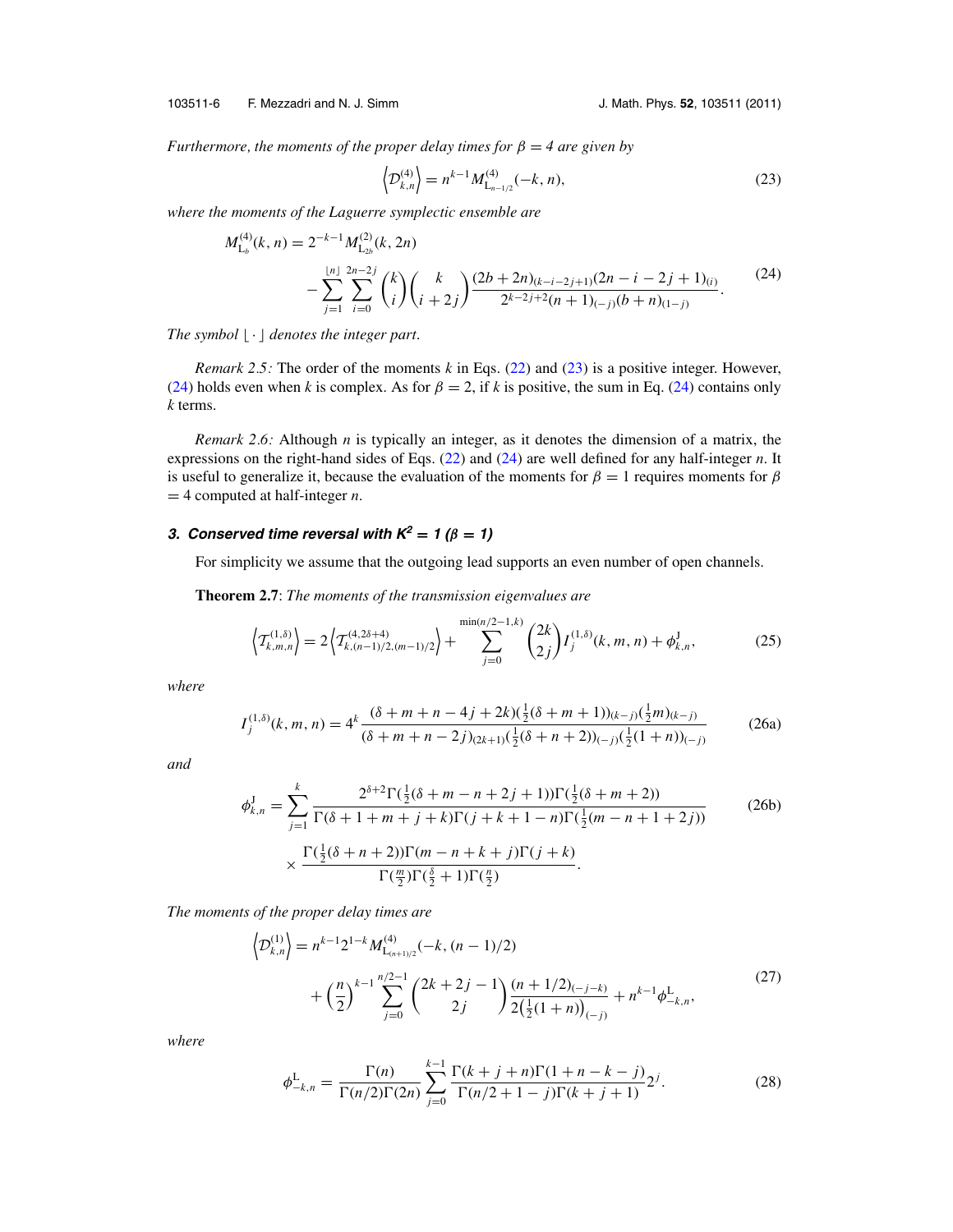*Furthermore, the moments of the proper delay times for $\beta = 4$ are given by*

$$\left\langle \mathcal{D}^{(4)}_{k,n} \right\rangle = n^{k-1} M^{(4)}_{\mathrm{L}_{n-1/2}}(-k, n), \tag{23}$$

*where the moments of the Laguerre symplectic ensemble are*

$$M^{(4)}_{\mathrm{L}_b}(k,n) = 2^{-k-1} M^{(2)}_{\mathrm{L}_{2b}}(k, 2n) \\ - \sum_{j=1}^{\lfloor n \rfloor} \sum_{i=0}^{2n-2j} \binom{k}{i} \binom{k}{i+2j} \frac{(2b+2n)_{(k-i-2j+1)}(2n-i-2j+1)_{(i)}}{2^{k-2j+2}(n+1)_{(-j)}(b+n)_{(1-j)}}. \tag{24}$$

*The symbol $\lfloor \cdot \rfloor$ denotes the integer part.*

*Remark 2.5:* The order of the moments $k$ in Eqs. (22) and (23) is a positive integer. However, (24) holds even when $k$ is complex. As for $\beta = 2$, if $k$ is positive, the sum in Eq. (24) contains only $k$ terms.

*Remark 2.6:* Although $n$ is typically an integer, as it denotes the dimension of a matrix, the expressions on the right-hand sides of Eqs. (22) and (24) are well defined for any half-integer $n$. It is useful to generalize it, because the evaluation of the moments for $\beta = 1$ requires moments for $\beta = 4$ computed at half-integer $n$.

### *3. Conserved time reversal with $K^2 = 1$ ($\beta = 1$)*

For simplicity we assume that the outgoing lead supports an even number of open channels.

**Theorem 2.7**: *The moments of the transmission eigenvalues are*

$$\left\langle \mathcal{T}^{(1,\delta)}_{k,m,n} \right\rangle = 2 \left\langle \mathcal{T}^{(4,2\delta+4)}_{k,(n-1)/2,(m-1)/2} \right\rangle + \sum_{j=0}^{\min(n/2-1,k)} \binom{2k}{2j} I^{(1,\delta)}_j(k,m,n) + \phi^{\mathrm{J}}_{k,n}, \tag{25}$$

*where*

$$I^{(1,\delta)}_j(k,m,n) = 4^k \frac{(\delta+m+n-4j+2k)(\frac{1}{2}(\delta+m+1))_{(k-j)}(\frac{1}{2}m)_{(k-j)}}{(\delta+m+n-2j)_{(2k+1)}(\frac{1}{2}(\delta+n+2))_{(-j)}(\frac{1}{2}(1+n))_{(-j)}} \tag{26a}$$

*and*

$$\phi^{\mathrm{J}}_{k,n} = \sum_{j=1}^{k} \frac{2^{\delta+2}\Gamma(\frac{1}{2}(\delta+m-n+2j+1))\Gamma(\frac{1}{2}(\delta+m+2))}{\Gamma(\delta+1+m+j+k)\Gamma(j+k+1-n)\Gamma(\frac{1}{2}(m-n+1+2j))} \\ \times \frac{\Gamma(\frac{1}{2}(\delta+n+2))\Gamma(m-n+k+j)\Gamma(j+k)}{\Gamma(\frac{m}{2})\Gamma(\frac{\delta}{2}+1)\Gamma(\frac{n}{2})}. \tag{26b}$$

*The moments of the proper delay times are*

$$\left\langle \mathcal{D}^{(1)}_{k,n} \right\rangle = n^{k-1} 2^{1-k} M^{(4)}_{\mathrm{L}_{(n+1)/2}}(-k, (n-1)/2) \\ + \left(\frac{n}{2}\right)^{k-1} \sum_{j=0}^{n/2-1} \binom{2k+2j-1}{2j} \frac{(n+1/2)_{(-j-k)}}{2\left(\frac{1}{2}(1+n)\right)_{(-j)}} + n^{k-1}\phi^{\mathrm{L}}_{-k,n}, \tag{27}$$

*where*

$$\phi^{\mathrm{L}}_{-k,n} = \frac{\Gamma(n)}{\Gamma(n/2)\Gamma(2n)} \sum_{j=0}^{k-1} \frac{\Gamma(k+j+n)\Gamma(1+n-k-j)}{\Gamma(n/2+1-j)\Gamma(k+j+1)} 2^j. \tag{28}$$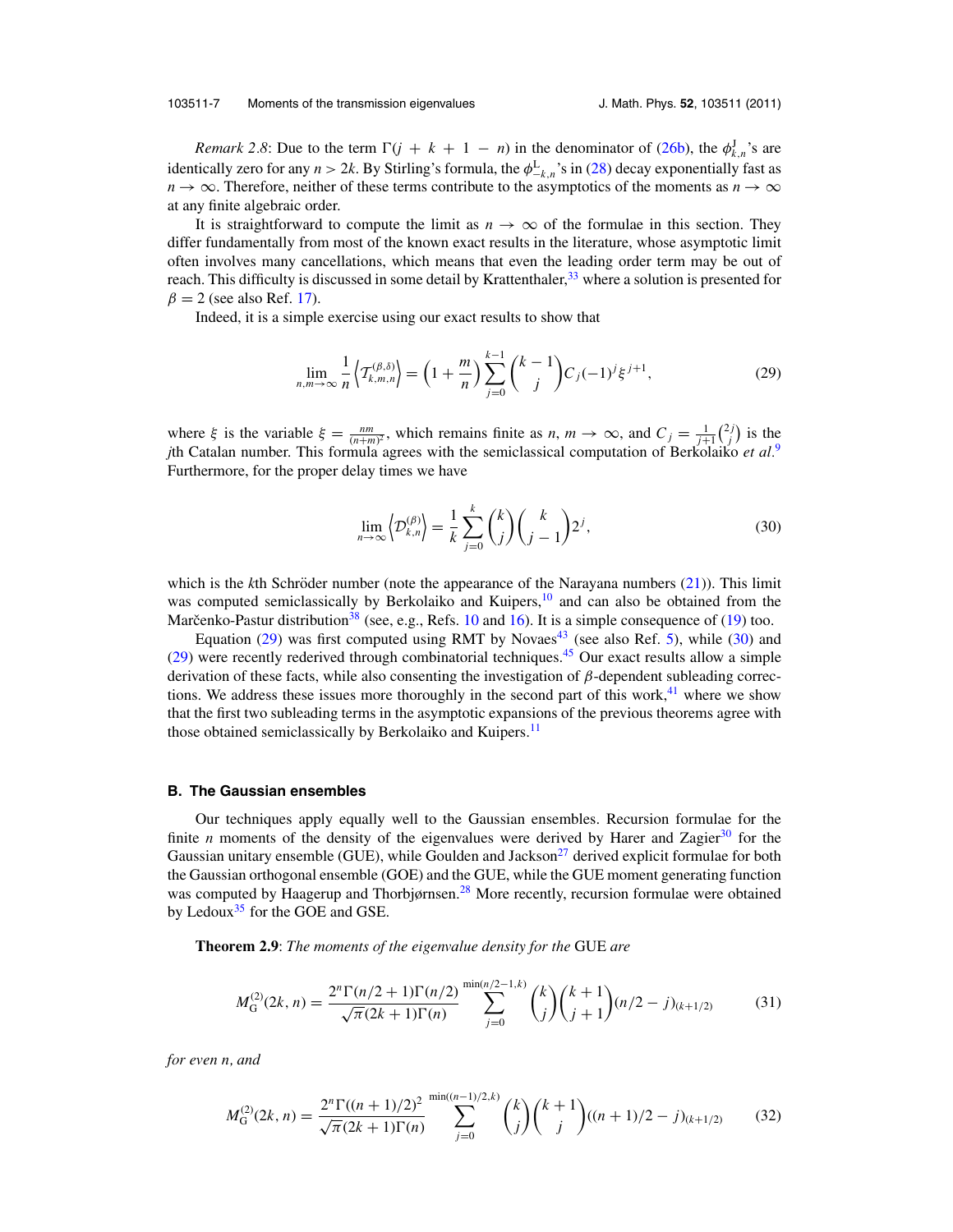*Remark 2.8*: Due to the term $\Gamma(j + k + 1 - n)$ in the denominator of (26b), the $\phi^{\mathrm{J}}_{k,n}$'s are identically zero for any $n > 2k$. By Stirling's formula, the $\phi^{\mathrm{L}}_{-k,n}$'s in (28) decay exponentially fast as $n \to \infty$. Therefore, neither of these terms contribute to the asymptotics of the moments as $n \to \infty$ at any finite algebraic order.

It is straightforward to compute the limit as $n \to \infty$ of the formulae in this section. They differ fundamentally from most of the known exact results in the literature, whose asymptotic limit often involves many cancellations, which means that even the leading order term may be out of reach. This difficulty is discussed in some detail by Krattenthaler,[33] where a solution is presented for $\beta = 2$ (see also Ref. 17).

Indeed, it is a simple exercise using our exact results to show that

$$\lim_{n,m\to\infty} \frac{1}{n} \left\langle \mathcal{T}^{(\beta,\delta)}_{k,m,n} \right\rangle = \left(1 + \frac{m}{n}\right) \sum_{j=0}^{k-1} \binom{k-1}{j} C_j (-1)^j \xi^{j+1}, \tag{29}$$

where $\xi$ is the variable $\xi = \frac{nm}{(n+m)^2}$, which remains finite as $n, m \to \infty$, and $C_j = \frac{1}{j+1}\binom{2j}{j}$ is the $j$th Catalan number. This formula agrees with the semiclassical computation of Berkolaiko *et al.*[9] Furthermore, for the proper delay times we have

$$\lim_{n\to\infty} \left\langle \mathcal{D}^{(\beta)}_{k,n} \right\rangle = \frac{1}{k} \sum_{j=0}^{k} \binom{k}{j} \binom{k}{j-1} 2^j, \tag{30}$$

which is the $k$th Schröder number (note the appearance of the Narayana numbers (21)). This limit was computed semiclassically by Berkolaiko and Kuipers,[10] and can also be obtained from the Marčenko-Pastur distribution[38] (see, e.g., Refs. 10 and 16). It is a simple consequence of (19) too.

Equation (29) was first computed using RMT by Novaes[43] (see also Ref. 5), while (30) and (29) were recently rederived through combinatorial techniques.[45] Our exact results allow a simple derivation of these facts, while also consenting the investigation of $\beta$-dependent subleading corrections. We address these issues more thoroughly in the second part of this work,[41] where we show that the first two subleading terms in the asymptotic expansions of the previous theorems agree with those obtained semiclassically by Berkolaiko and Kuipers.[11]

### B. The Gaussian ensembles

Our techniques apply equally well to the Gaussian ensembles. Recursion formulae for the finite $n$ moments of the density of the eigenvalues were derived by Harer and Zagier[30] for the Gaussian unitary ensemble (GUE), while Goulden and Jackson[27] derived explicit formulae for both the Gaussian orthogonal ensemble (GOE) and the GUE, while the GUE moment generating function was computed by Haagerup and Thorbjørnsen.[28] More recently, recursion formulae were obtained by Ledoux[35] for the GOE and GSE.

**Theorem 2.9**: *The moments of the eigenvalue density for the* GUE *are*

$$M^{(2)}_{\mathrm{G}}(2k, n) = \frac{2^n \Gamma(n/2 + 1)\Gamma(n/2)}{\sqrt{\pi}(2k+1)\Gamma(n)} \sum_{j=0}^{\min(n/2-1,k)} \binom{k}{j}\binom{k+1}{j+1} (n/2 - j)_{(k+1/2)} \tag{31}$$

*for even n, and*

$$M^{(2)}_{\mathrm{G}}(2k, n) = \frac{2^n \Gamma((n+1)/2)^2}{\sqrt{\pi}(2k+1)\Gamma(n)} \sum_{j=0}^{\min((n-1)/2,k)} \binom{k}{j}\binom{k+1}{j} ((n+1)/2 - j)_{(k+1/2)} \tag{32}$$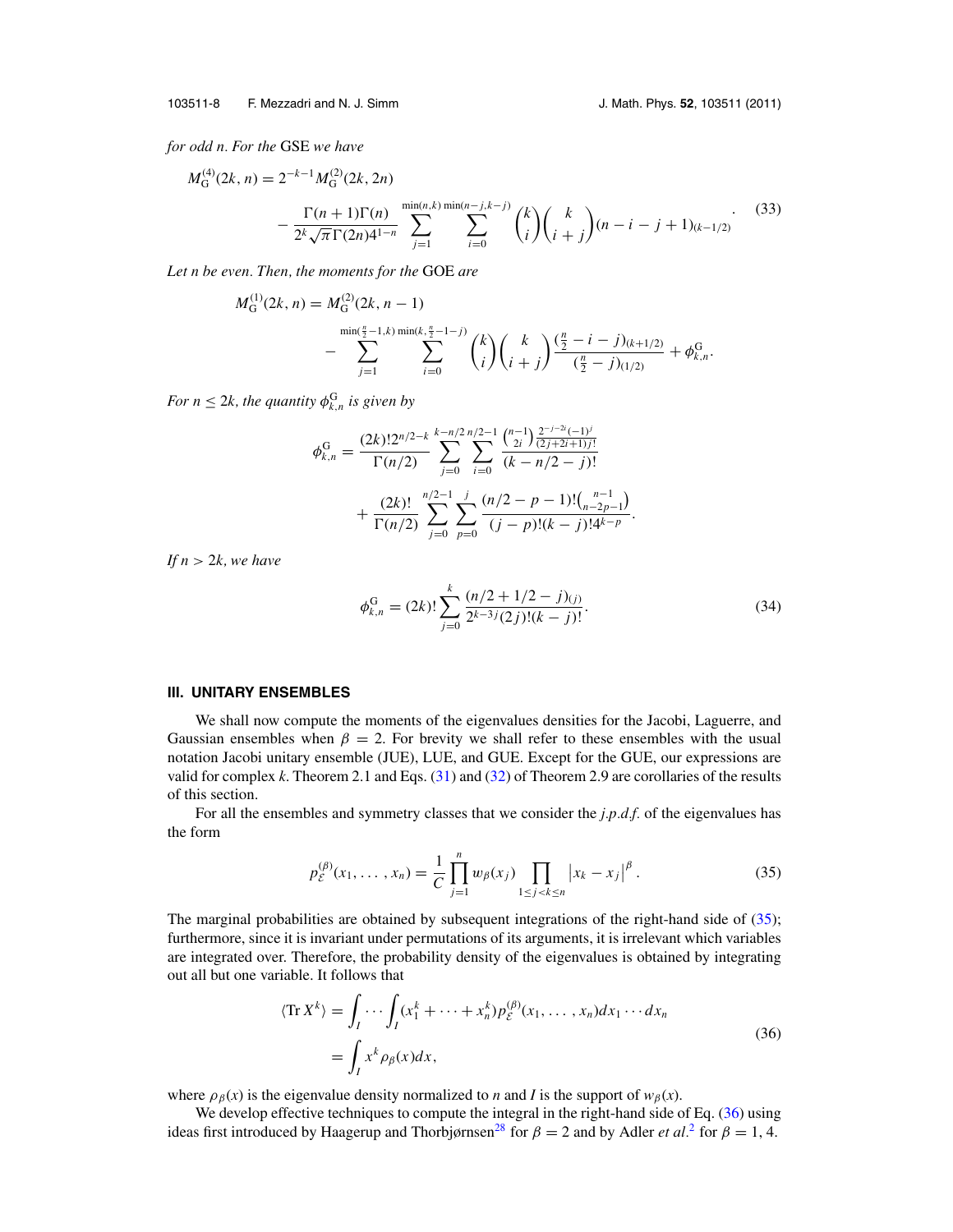*for odd n. For the* GSE *we have*

$$
\begin{aligned}
M_{\mathrm{G}}^{(4)}(2k, n) &= 2^{-k-1} M_{\mathrm{G}}^{(2)}(2k, 2n) \\
&\quad - \frac{\Gamma(n+1)\Gamma(n)}{2^k \sqrt{\pi}\,\Gamma(2n) 4^{1-n}} \sum_{j=1}^{\min(n,k)} \sum_{i=0}^{\min(n-j,k-j)} \binom{k}{i} \binom{k}{i+j} (n-i-j+1)_{(k-1/2)}.
\end{aligned}
\tag{33}
$$

*Let n be even. Then, the moments for the* GOE *are*

$$
\begin{aligned}
M_{\mathrm{G}}^{(1)}(2k, n) &= M_{\mathrm{G}}^{(2)}(2k, n-1) \\
&\quad - \sum_{j=1}^{\min(\frac{n}{2}-1,k)} \sum_{i=0}^{\min(k,\frac{n}{2}-1-j)} \binom{k}{i} \binom{k}{i+j} \frac{(\frac{n}{2}-i-j)_{(k+1/2)}}{(\frac{n}{2}-j)_{(1/2)}} + \phi_{k,n}^{\mathrm{G}}.
\end{aligned}
$$

*For $n \leq 2k$, the quantity $\phi_{k,n}^{\mathrm{G}}$ is given by*

$$
\begin{aligned}
\phi_{k,n}^{\mathrm{G}} &= \frac{(2k)! 2^{n/2-k}}{\Gamma(n/2)} \sum_{j=0}^{k-n/2} \sum_{i=0}^{n/2-1} \frac{\binom{n-1}{2i} \frac{2^{-j-2i}(-1)^j}{(2j+2i+1)j!}}{(k-n/2-j)!} \\
&\quad + \frac{(2k)!}{\Gamma(n/2)} \sum_{j=0}^{n/2-1} \sum_{p=0}^{j} \frac{(n/2-p-1)!\binom{n-1}{n-2p-1}}{(j-p)!(k-j)! 4^{k-p}}.
\end{aligned}
$$

*If $n > 2k$, we have*

$$
\phi_{k,n}^{\mathrm{G}} = (2k)! \sum_{j=0}^{k} \frac{(n/2+1/2-j)_{(j)}}{2^{k-3j}(2j)!(k-j)!}. \tag{34}
$$

## III. UNITARY ENSEMBLES

We shall now compute the moments of the eigenvalues densities for the Jacobi, Laguerre, and Gaussian ensembles when $\beta = 2$. For brevity we shall refer to these ensembles with the usual notation Jacobi unitary ensemble (JUE), LUE, and GUE. Except for the GUE, our expressions are valid for complex $k$. Theorem 2.1 and Eqs. (31) and (32) of Theorem 2.9 are corollaries of the results of this section.

For all the ensembles and symmetry classes that we consider the *j.p.d.f.* of the eigenvalues has the form

$$
p_{\mathcal{E}}^{(\beta)}(x_1, \ldots, x_n) = \frac{1}{C} \prod_{j=1}^{n} w_\beta(x_j) \prod_{1 \leq j < k \leq n} \left| x_k - x_j \right|^\beta. \tag{35}
$$

The marginal probabilities are obtained by subsequent integrations of the right-hand side of (35); furthermore, since it is invariant under permutations of its arguments, it is irrelevant which variables are integrated over. Therefore, the probability density of the eigenvalues is obtained by integrating out all but one variable. It follows that

$$
\begin{aligned}
\langle \operatorname{Tr} X^k \rangle &= \int_I \cdots \int_I (x_1^k + \cdots + x_n^k) p_{\mathcal{E}}^{(\beta)}(x_1, \ldots, x_n) dx_1 \cdots dx_n \\
&= \int_I x^k \rho_\beta(x) dx,
\end{aligned}
\tag{36}
$$

where $\rho_\beta(x)$ is the eigenvalue density normalized to $n$ and $I$ is the support of $w_\beta(x)$.

We develop effective techniques to compute the integral in the right-hand side of Eq. (36) using ideas first introduced by Haagerup and Thorbjørnsen[28] for $\beta = 2$ and by Adler *et al.*[2] for $\beta = 1, 4$.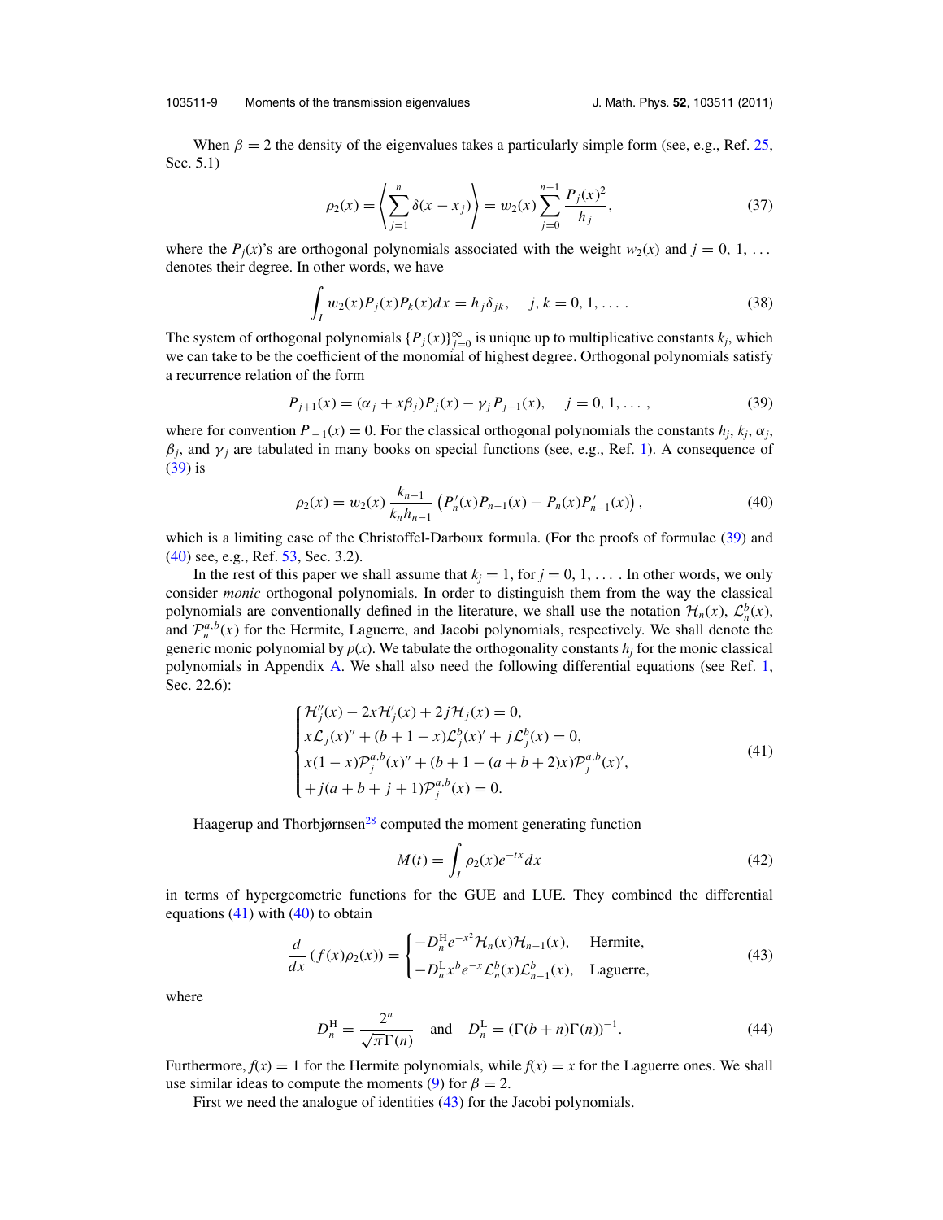When $\beta = 2$ the density of the eigenvalues takes a particularly simple form (see, e.g., Ref. 25, Sec. 5.1)

$$\rho_2(x) = \left\langle \sum_{j=1}^{n} \delta(x - x_j) \right\rangle = w_2(x) \sum_{j=0}^{n-1} \frac{P_j(x)^2}{h_j}, \tag{37}$$

where the $P_j(x)$'s are orthogonal polynomials associated with the weight $w_2(x)$ and $j = 0, 1, \ldots$ denotes their degree. In other words, we have

$$\int_I w_2(x) P_j(x) P_k(x) dx = h_j \delta_{jk}, \quad j, k = 0, 1, \ldots . \tag{38}$$

The system of orthogonal polynomials $\{P_j(x)\}_{j=0}^{\infty}$ is unique up to multiplicative constants $k_j$, which we can take to be the coefficient of the monomial of highest degree. Orthogonal polynomials satisfy a recurrence relation of the form

$$P_{j+1}(x) = (\alpha_j + x\beta_j) P_j(x) - \gamma_j P_{j-1}(x), \quad j = 0, 1, \ldots , \tag{39}$$

where for convention $P_{-1}(x) = 0$. For the classical orthogonal polynomials the constants $h_j$, $k_j$, $\alpha_j$, $\beta_j$, and $\gamma_j$ are tabulated in many books on special functions (see, e.g., Ref. 1). A consequence of (39) is

$$\rho_2(x) = w_2(x) \frac{k_{n-1}}{k_n h_{n-1}} \left( P_n'(x) P_{n-1}(x) - P_n(x) P_{n-1}'(x) \right), \tag{40}$$

which is a limiting case of the Christoffel-Darboux formula. (For the proofs of formulae (39) and (40) see, e.g., Ref. 53, Sec. 3.2).

In the rest of this paper we shall assume that $k_j = 1$, for $j = 0, 1, \ldots$ . In other words, we only consider *monic* orthogonal polynomials. In order to distinguish them from the way the classical polynomials are conventionally defined in the literature, we shall use the notation $\mathcal{H}_n(x)$, $\mathcal{L}_n^b(x)$, and $\mathcal{P}_n^{a,b}(x)$ for the Hermite, Laguerre, and Jacobi polynomials, respectively. We shall denote the generic monic polynomial by $p(x)$. We tabulate the orthogonality constants $h_j$ for the monic classical polynomials in Appendix A. We shall also need the following differential equations (see Ref. 1, Sec. 22.6):

$$\begin{cases} \mathcal{H}_j''(x) - 2x\mathcal{H}_j'(x) + 2j\mathcal{H}_j(x) = 0, \\ x\mathcal{L}_j(x)'' + (b + 1 - x)\mathcal{L}_j^b(x)' + j\mathcal{L}_j^b(x) = 0, \\ x(1 - x)\mathcal{P}_j^{a,b}(x)'' + (b + 1 - (a + b + 2)x)\mathcal{P}_j^{a,b}(x)', \\ + j(a + b + j + 1)\mathcal{P}_j^{a,b}(x) = 0. \end{cases} \tag{41}$$

Haagerup and Thorbjørnsen[28] computed the moment generating function

$$M(t) = \int_I \rho_2(x) e^{-tx} dx \tag{42}$$

in terms of hypergeometric functions for the GUE and LUE. They combined the differential equations (41) with (40) to obtain

$$\frac{d}{dx}\left(f(x)\rho_2(x)\right) = \begin{cases} -D_n^{\mathrm{H}} e^{-x^2} \mathcal{H}_n(x)\mathcal{H}_{n-1}(x), & \text{Hermite}, \\ -D_n^{\mathrm{L}} x^b e^{-x} \mathcal{L}_n^b(x)\mathcal{L}_{n-1}^b(x), & \text{Laguerre}, \end{cases} \tag{43}$$

where

$$D_n^{\mathrm{H}} = \frac{2^n}{\sqrt{\pi}\,\Gamma(n)} \quad \text{and} \quad D_n^{\mathrm{L}} = (\Gamma(b + n)\Gamma(n))^{-1}. \tag{44}$$

Furthermore, $f(x) = 1$ for the Hermite polynomials, while $f(x) = x$ for the Laguerre ones. We shall use similar ideas to compute the moments (9) for $\beta = 2$.

First we need the analogue of identities (43) for the Jacobi polynomials.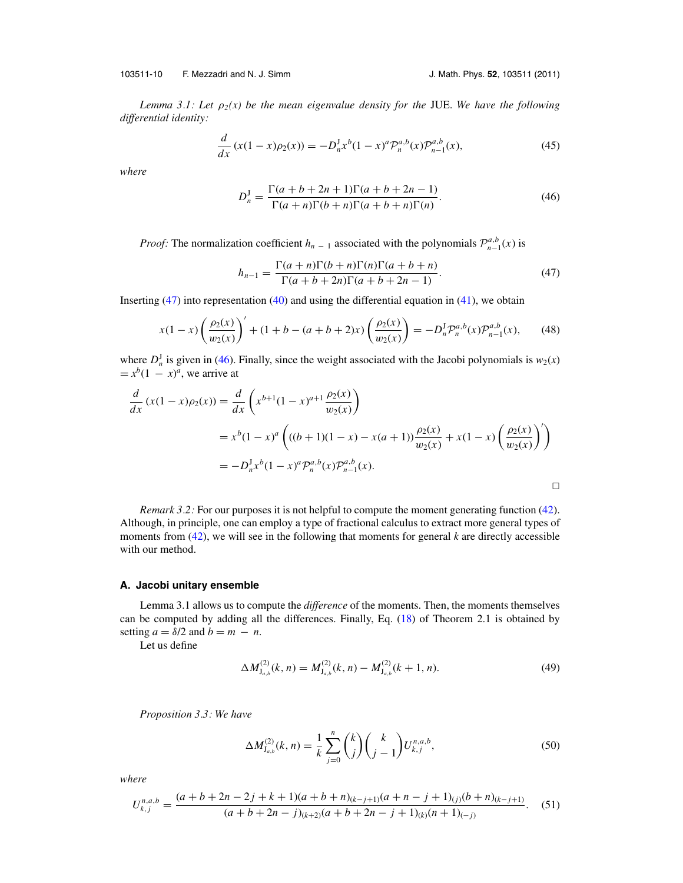*Lemma 3.1: Let $\rho_2(x)$ be the mean eigenvalue density for the* JUE. *We have the following differential identity:*

$$\frac{d}{dx}\left(x(1-x)\rho_2(x)\right) = -D_n^{\mathrm{J}} x^b (1-x)^a \mathcal{P}_n^{a,b}(x)\mathcal{P}_{n-1}^{a,b}(x), \tag{45}$$

*where*

$$D_n^{\mathrm{J}} = \frac{\Gamma(a+b+2n+1)\Gamma(a+b+2n-1)}{\Gamma(a+n)\Gamma(b+n)\Gamma(a+b+n)\Gamma(n)}. \tag{46}$$

*Proof:* The normalization coefficient $h_{n-1}$ associated with the polynomials $\mathcal{P}_{n-1}^{a,b}(x)$ is

$$h_{n-1} = \frac{\Gamma(a+n)\Gamma(b+n)\Gamma(n)\Gamma(a+b+n)}{\Gamma(a+b+2n)\Gamma(a+b+2n-1)}. \tag{47}$$

Inserting (47) into representation (40) and using the differential equation in (41), we obtain

$$x(1-x)\left(\frac{\rho_2(x)}{w_2(x)}\right)' + (1+b-(a+b+2)x)\left(\frac{\rho_2(x)}{w_2(x)}\right) = -D_n^{\mathrm{J}}\mathcal{P}_n^{a,b}(x)\mathcal{P}_{n-1}^{a,b}(x), \tag{48}$$

where $D_n^{\mathrm{J}}$ is given in (46). Finally, since the weight associated with the Jacobi polynomials is $w_2(x) = x^b(1-x)^a$, we arrive at

$$\begin{aligned}
\frac{d}{dx}\left(x(1-x)\rho_2(x)\right) &= \frac{d}{dx}\left(x^{b+1}(1-x)^{a+1}\frac{\rho_2(x)}{w_2(x)}\right) \\
&= x^b(1-x)^a\left(((b+1)(1-x)-x(a+1))\frac{\rho_2(x)}{w_2(x)} + x(1-x)\left(\frac{\rho_2(x)}{w_2(x)}\right)'\right) \\
&= -D_n^{\mathrm{J}} x^b(1-x)^a \mathcal{P}_n^{a,b}(x)\mathcal{P}_{n-1}^{a,b}(x).
\end{aligned}$$

□

*Remark 3.2:* For our purposes it is not helpful to compute the moment generating function (42). Although, in principle, one can employ a type of fractional calculus to extract more general types of moments from (42), we will see in the following that moments for general $k$ are directly accessible with our method.

### A. Jacobi unitary ensemble

Lemma 3.1 allows us to compute the *difference* of the moments. Then, the moments themselves can be computed by adding all the differences. Finally, Eq. (18) of Theorem 2.1 is obtained by setting $a = \delta/2$ and $b = m - n$.

Let us define

$$\Delta M_{\mathrm{J}_{a,b}}^{(2)}(k,n) = M_{\mathrm{J}_{a,b}}^{(2)}(k,n) - M_{\mathrm{J}_{a,b}}^{(2)}(k+1,n). \tag{49}$$

*Proposition 3.3: We have*

$$\Delta M_{\mathrm{J}_{a,b}}^{(2)}(k,n) = \frac{1}{k}\sum_{j=0}^{n}\binom{k}{j}\binom{k}{j-1}U_{k,j}^{n,a,b}, \tag{50}$$

*where*

$$U_{k,j}^{n,a,b} = \frac{(a+b+2n-2j+k+1)(a+b+n)_{(k-j+1)}(a+n-j+1)_{(j)}(b+n)_{(k-j+1)}}{(a+b+2n-j)_{(k+2)}(a+b+2n-j+1)_{(k)}(n+1)_{(-j)}}. \tag{51}$$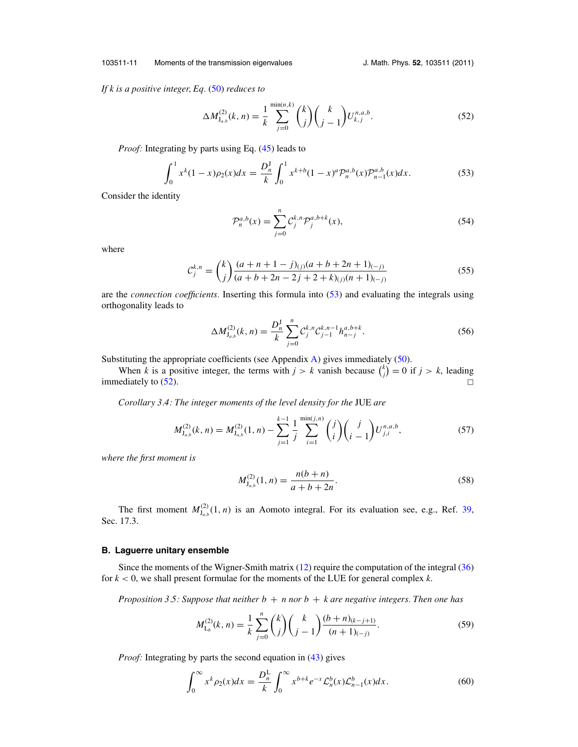*If k is a positive integer, Eq.* (50) *reduces to*

$$\Delta M^{(2)}_{\mathrm{J}_{a,b}}(k,n) = \frac{1}{k}\sum_{j=0}^{\min(n,k)} \binom{k}{j}\binom{k}{j-1} U^{n,a,b}_{k,j}. \tag{52}$$

*Proof:* Integrating by parts using Eq. (45) leads to

$$\int_0^1 x^k (1-x)\rho_2(x)dx = \frac{D^{\mathrm{J}}_n}{k}\int_0^1 x^{k+b}(1-x)^a \mathcal{P}^{a,b}_n(x)\mathcal{P}^{a,b}_{n-1}(x)dx. \tag{53}$$

Consider the identity

$$\mathcal{P}^{a,b}_n(x) = \sum_{j=0}^{n} \mathcal{C}^{k,n}_j \mathcal{P}^{a,b+k}_j(x), \tag{54}$$

where

$$\mathcal{C}^{k,n}_j = \binom{k}{j}\frac{(a+n+1-j)_{(j)}(a+b+2n+1)_{(-j)}}{(a+b+2n-2j+2+k)_{(j)}(n+1)_{(-j)}} \tag{55}$$

are the *connection coefficients*. Inserting this formula into (53) and evaluating the integrals using orthogonality leads to

$$\Delta M^{(2)}_{\mathrm{J}_{a,b}}(k,n) = \frac{D^{\mathrm{J}}_n}{k}\sum_{j=0}^{n} \mathcal{C}^{k,n}_j \mathcal{C}^{k,n-1}_{j-1} h^{a,b+k}_{n-j}. \tag{56}$$

Substituting the appropriate coefficients (see Appendix A) gives immediately (50).

When $k$ is a positive integer, the terms with $j > k$ vanish because $\binom{k}{j} = 0$ if $j > k$, leading immediately to (52). □

*Corollary 3.4: The integer moments of the level density for the* JUE *are*

$$M^{(2)}_{\mathrm{J}_{a,b}}(k,n) = M^{(2)}_{\mathrm{J}_{a,b}}(1,n) - \sum_{j=1}^{k-1}\frac{1}{j}\sum_{i=1}^{\min(j,n)}\binom{j}{i}\binom{j}{i-1}U^{n,a,b}_{j,i}, \tag{57}$$

*where the first moment is*

$$M^{(2)}_{\mathrm{J}_{a,b}}(1,n) = \frac{n(b+n)}{a+b+2n}. \tag{58}$$

The first moment $M^{(2)}_{\mathrm{J}_{a,b}}(1,n)$ is an Aomoto integral. For its evaluation see, e.g., Ref. 39, Sec. 17.3.

### B. Laguerre unitary ensemble

Since the moments of the Wigner-Smith matrix (12) require the computation of the integral (36) for $k < 0$, we shall present formulae for the moments of the LUE for general complex $k$.

*Proposition 3.5: Suppose that neither $b + n$ nor $b + k$ are negative integers. Then one has*

$$M^{(2)}_{\mathrm{L}_b}(k,n) = \frac{1}{k}\sum_{j=0}^{n}\binom{k}{j}\binom{k}{j-1}\frac{(b+n)_{(k-j+1)}}{(n+1)_{(-j)}}. \tag{59}$$

*Proof:* Integrating by parts the second equation in (43) gives

$$\int_0^\infty x^k \rho_2(x)dx = \frac{D^{\mathrm{L}}_n}{k}\int_0^\infty x^{b+k}e^{-x}\mathcal{L}^b_n(x)\mathcal{L}^b_{n-1}(x)dx. \tag{60}$$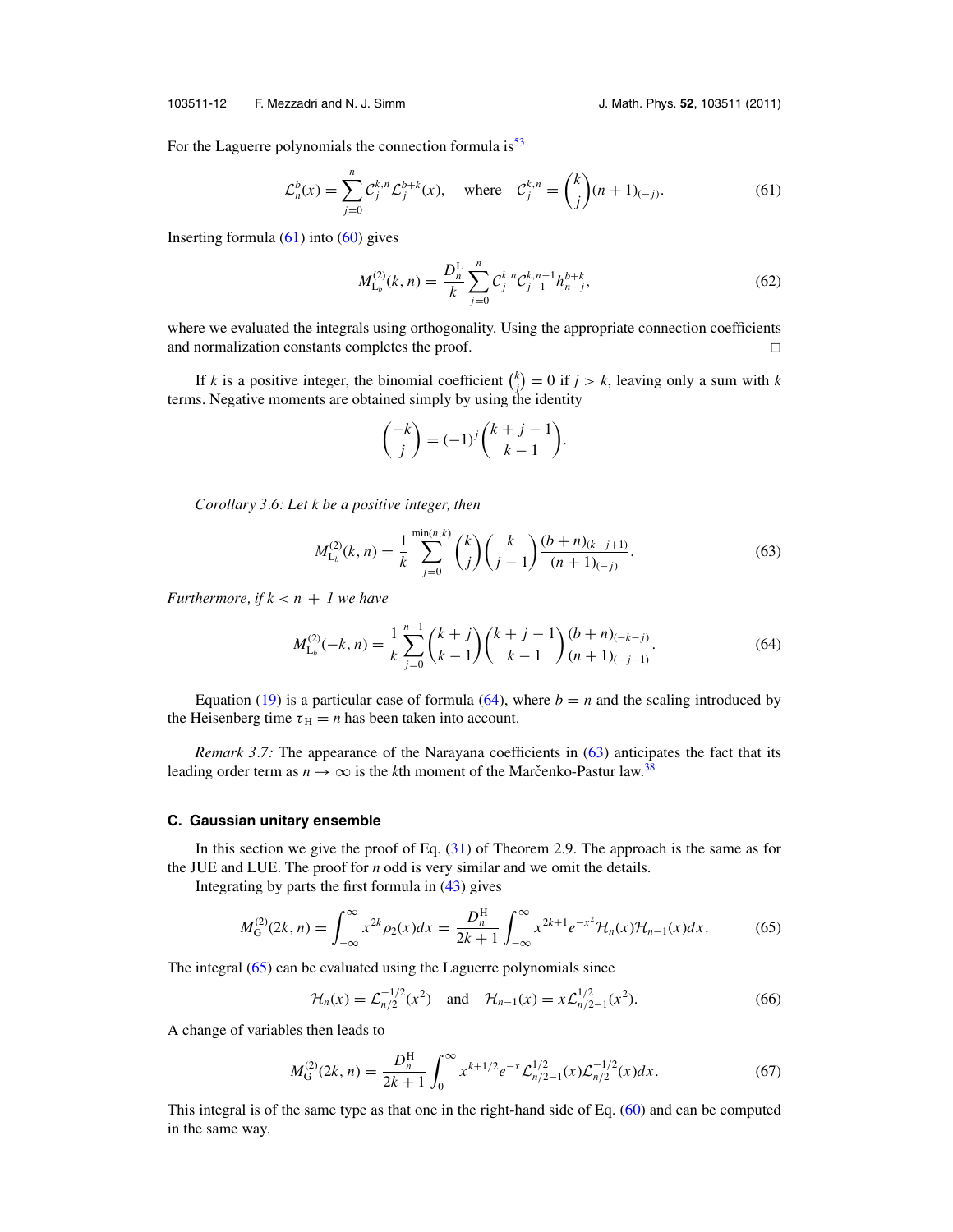For the Laguerre polynomials the connection formula is[53]

$$\mathcal{L}_n^b(x) = \sum_{j=0}^{n} \mathcal{C}_j^{k,n} \mathcal{L}_j^{b+k}(x), \quad \text{where} \quad \mathcal{C}_j^{k,n} = \binom{k}{j}(n+1)_{(-j)}. \tag{61}$$

Inserting formula (61) into (60) gives

$$M_{\mathrm{L}_b}^{(2)}(k,n) = \frac{D_n^{\mathrm{L}}}{k} \sum_{j=0}^{n} \mathcal{C}_j^{k,n} \mathcal{C}_{j-1}^{k,n-1} h_{n-j}^{b+k}, \tag{62}$$

where we evaluated the integrals using orthogonality. Using the appropriate connection coefficients and normalization constants completes the proof. □

If $k$ is a positive integer, the binomial coefficient $\binom{k}{j} = 0$ if $j > k$, leaving only a sum with $k$ terms. Negative moments are obtained simply by using the identity

$$\binom{-k}{j} = (-1)^j \binom{k+j-1}{k-1}.$$

*Corollary 3.6: Let k be a positive integer, then*

$$M_{\mathrm{L}_b}^{(2)}(k,n) = \frac{1}{k} \sum_{j=0}^{\min(n,k)} \binom{k}{j}\binom{k}{j-1} \frac{(b+n)_{(k-j+1)}}{(n+1)_{(-j)}}. \tag{63}$$

*Furthermore, if $k < n + 1$ we have*

$$M_{\mathrm{L}_b}^{(2)}(-k,n) = \frac{1}{k} \sum_{j=0}^{n-1} \binom{k+j}{k-1}\binom{k+j-1}{k-1} \frac{(b+n)_{(-k-j)}}{(n+1)_{(-j-1)}}. \tag{64}$$

Equation (19) is a particular case of formula (64), where $b = n$ and the scaling introduced by the Heisenberg time $\tau_{\mathrm{H}} = n$ has been taken into account.

*Remark 3.7:* The appearance of the Narayana coefficients in (63) anticipates the fact that its leading order term as $n \to \infty$ is the $k$th moment of the Marčenko-Pastur law.[38]

### C. Gaussian unitary ensemble

In this section we give the proof of Eq. (31) of Theorem 2.9. The approach is the same as for the JUE and LUE. The proof for $n$ odd is very similar and we omit the details.

Integrating by parts the first formula in (43) gives

$$M_{\mathrm{G}}^{(2)}(2k,n) = \int_{-\infty}^{\infty} x^{2k} \rho_2(x) dx = \frac{D_n^{\mathrm{H}}}{2k+1} \int_{-\infty}^{\infty} x^{2k+1} e^{-x^2} \mathcal{H}_n(x) \mathcal{H}_{n-1}(x) dx. \tag{65}$$

The integral (65) can be evaluated using the Laguerre polynomials since

$$\mathcal{H}_n(x) = \mathcal{L}_{n/2}^{-1/2}(x^2) \quad \text{and} \quad \mathcal{H}_{n-1}(x) = x \mathcal{L}_{n/2-1}^{1/2}(x^2). \tag{66}$$

A change of variables then leads to

$$M_{\mathrm{G}}^{(2)}(2k,n) = \frac{D_n^{\mathrm{H}}}{2k+1} \int_0^{\infty} x^{k+1/2} e^{-x} \mathcal{L}_{n/2-1}^{1/2}(x) \mathcal{L}_{n/2}^{-1/2}(x) dx. \tag{67}$$

This integral is of the same type as that one in the right-hand side of Eq. (60) and can be computed in the same way.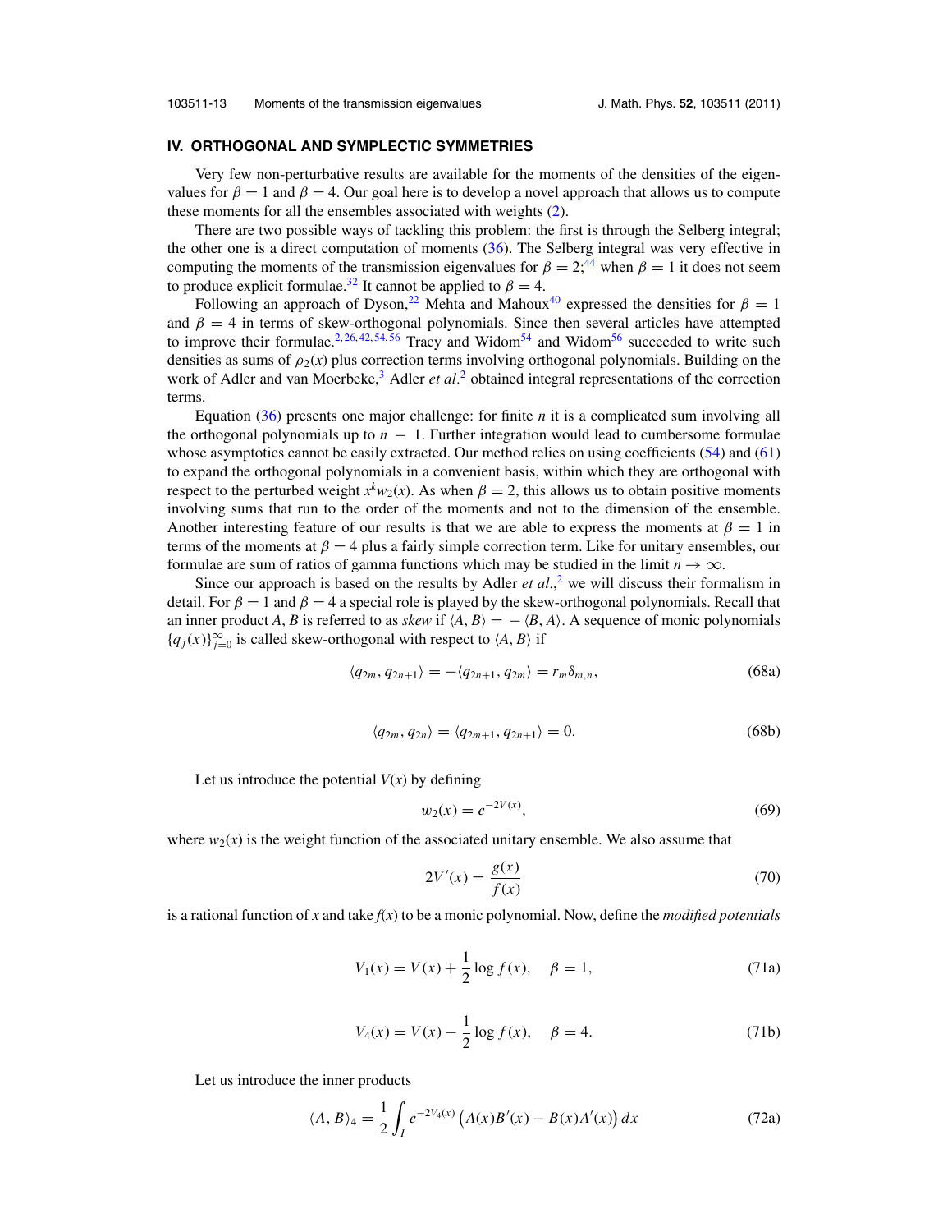## IV. ORTHOGONAL AND SYMPLECTIC SYMMETRIES

Very few non-perturbative results are available for the moments of the densities of the eigenvalues for $\beta = 1$ and $\beta = 4$. Our goal here is to develop a novel approach that allows us to compute these moments for all the ensembles associated with weights (2).

There are two possible ways of tackling this problem: the first is through the Selberg integral; the other one is a direct computation of moments (36). The Selberg integral was very effective in computing the moments of the transmission eigenvalues for $\beta = 2$;[44] when $\beta = 1$ it does not seem to produce explicit formulae.[32] It cannot be applied to $\beta = 4$.

Following an approach of Dyson,[22] Mehta and Mahoux[40] expressed the densities for $\beta = 1$ and $\beta = 4$ in terms of skew-orthogonal polynomials. Since then several articles have attempted to improve their formulae.[2,26,42,54,56] Tracy and Widom[54] and Widom[56] succeeded to write such densities as sums of $\rho_2(x)$ plus correction terms involving orthogonal polynomials. Building on the work of Adler and van Moerbeke,[3] Adler *et al.*[2] obtained integral representations of the correction terms.

Equation (36) presents one major challenge: for finite $n$ it is a complicated sum involving all the orthogonal polynomials up to $n - 1$. Further integration would lead to cumbersome formulae whose asymptotics cannot be easily extracted. Our method relies on using coefficients (54) and (61) to expand the orthogonal polynomials in a convenient basis, within which they are orthogonal with respect to the perturbed weight $x^k w_2(x)$. As when $\beta = 2$, this allows us to obtain positive moments involving sums that run to the order of the moments and not to the dimension of the ensemble. Another interesting feature of our results is that we are able to express the moments at $\beta = 1$ in terms of the moments at $\beta = 4$ plus a fairly simple correction term. Like for unitary ensembles, our formulae are sum of ratios of gamma functions which may be studied in the limit $n \to \infty$.

Since our approach is based on the results by Adler *et al.*,[2] we will discuss their formalism in detail. For $\beta = 1$ and $\beta = 4$ a special role is played by the skew-orthogonal polynomials. Recall that an inner product $A, B$ is referred to as *skew* if $\langle A, B\rangle = -\langle B, A\rangle$. A sequence of monic polynomials $\{q_j(x)\}_{j=0}^{\infty}$ is called skew-orthogonal with respect to $\langle A, B\rangle$ if

$$\langle q_{2m}, q_{2n+1}\rangle = -\langle q_{2n+1}, q_{2m}\rangle = r_m \delta_{m,n}, \tag{68a}$$

$$\langle q_{2m}, q_{2n}\rangle = \langle q_{2m+1}, q_{2n+1}\rangle = 0. \tag{68b}$$

Let us introduce the potential $V(x)$ by defining

$$w_2(x) = e^{-2V(x)}, \tag{69}$$

where $w_2(x)$ is the weight function of the associated unitary ensemble. We also assume that

$$2V'(x) = \frac{g(x)}{f(x)} \tag{70}$$

is a rational function of $x$ and take $f(x)$ to be a monic polynomial. Now, define the *modified potentials*

$$V_1(x) = V(x) + \frac{1}{2}\log f(x), \quad \beta = 1, \tag{71a}$$

$$V_4(x) = V(x) - \frac{1}{2}\log f(x), \quad \beta = 4. \tag{71b}$$

Let us introduce the inner products

$$\langle A, B\rangle_4 = \frac{1}{2}\int_I e^{-2V_4(x)}\left(A(x)B'(x) - B(x)A'(x)\right)dx \tag{72a}$$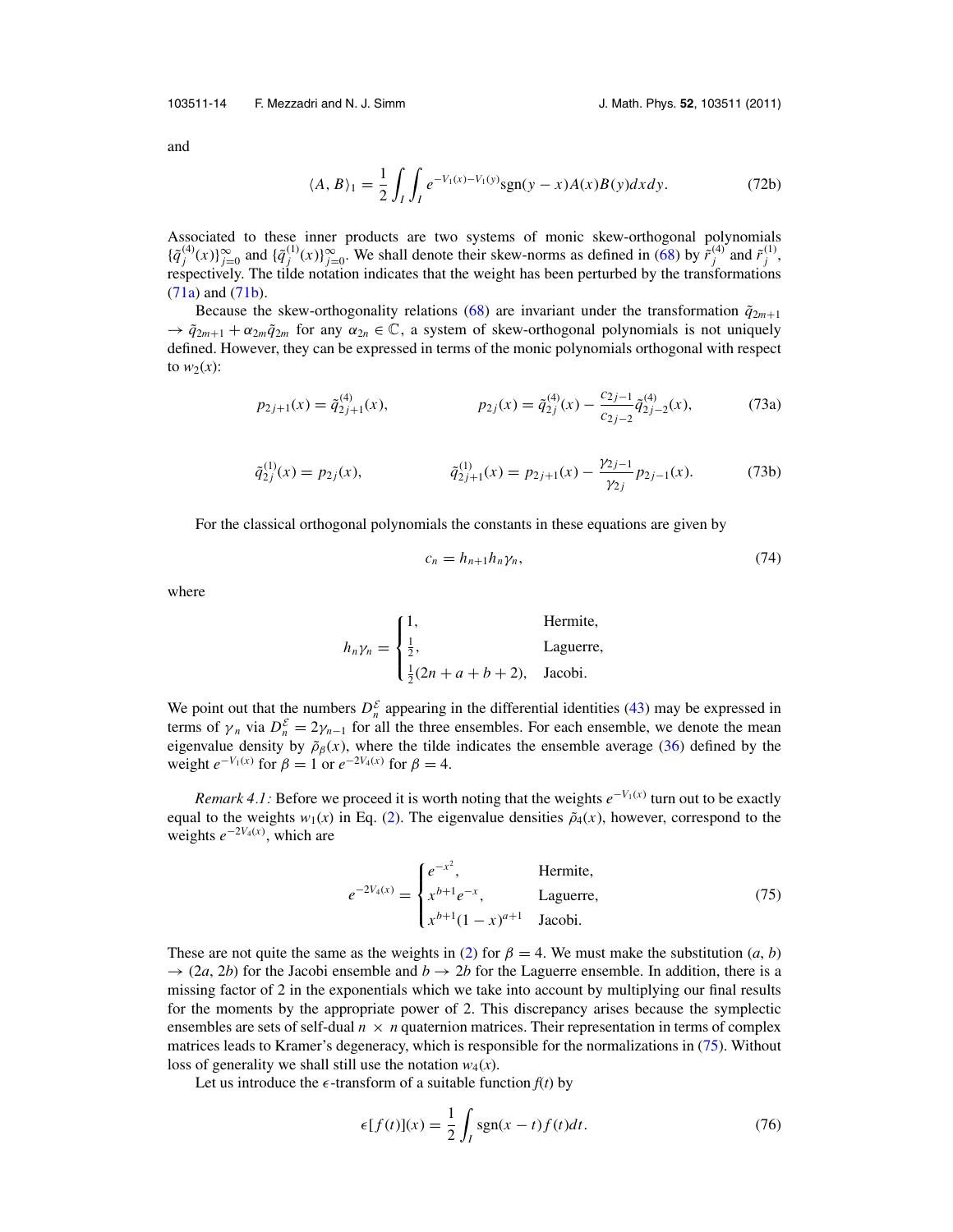and

$$\langle A, B\rangle_1 = \frac{1}{2}\int_I\int_I e^{-V_1(x)-V_1(y)}\mathrm{sgn}(y-x)A(x)B(y)dxdy. \tag{72b}$$

Associated to these inner products are two systems of monic skew-orthogonal polynomials $\{\tilde{q}_j^{(4)}(x)\}_{j=0}^{\infty}$ and $\{\tilde{q}_j^{(1)}(x)\}_{j=0}^{\infty}$. We shall denote their skew-norms as defined in (68) by $\tilde{r}_j^{(4)}$ and $\tilde{r}_j^{(1)}$, respectively. The tilde notation indicates that the weight has been perturbed by the transformations (71a) and (71b).

Because the skew-orthogonality relations (68) are invariant under the transformation $\tilde{q}_{2m+1} \to \tilde{q}_{2m+1} + \alpha_{2m}\tilde{q}_{2m}$ for any $\alpha_{2n} \in \mathbb{C}$, a system of skew-orthogonal polynomials is not uniquely defined. However, they can be expressed in terms of the monic polynomials orthogonal with respect to $w_2(x)$:

$$p_{2j+1}(x) = \tilde{q}_{2j+1}^{(4)}(x), \qquad\qquad p_{2j}(x) = \tilde{q}_{2j}^{(4)}(x) - \frac{c_{2j-1}}{c_{2j-2}}\tilde{q}_{2j-2}^{(4)}(x), \tag{73a}$$

$$\tilde{q}_{2j}^{(1)}(x) = p_{2j}(x), \qquad\qquad \tilde{q}_{2j+1}^{(1)}(x) = p_{2j+1}(x) - \frac{\gamma_{2j-1}}{\gamma_{2j}}p_{2j-1}(x). \tag{73b}$$

For the classical orthogonal polynomials the constants in these equations are given by

$$c_n = h_{n+1}h_n\gamma_n, \tag{74}$$

where

$$h_n\gamma_n = \begin{cases} 1, & \text{Hermite,} \\ \frac{1}{2}, & \text{Laguerre,} \\ \frac{1}{2}(2n+a+b+2), & \text{Jacobi.} \end{cases}$$

We point out that the numbers $D_n^{\mathcal{E}}$ appearing in the differential identities (43) may be expressed in terms of $\gamma_n$ via $D_n^{\mathcal{E}} = 2\gamma_{n-1}$ for all the three ensembles. For each ensemble, we denote the mean eigenvalue density by $\tilde{\rho}_\beta(x)$, where the tilde indicates the ensemble average (36) defined by the weight $e^{-V_1(x)}$ for $\beta = 1$ or $e^{-2V_4(x)}$ for $\beta = 4$.

*Remark 4.1:* Before we proceed it is worth noting that the weights $e^{-V_1(x)}$ turn out to be exactly equal to the weights $w_1(x)$ in Eq. (2). The eigenvalue densities $\tilde{\rho}_4(x)$, however, correspond to the weights $e^{-2V_4(x)}$, which are

$$e^{-2V_4(x)} = \begin{cases} e^{-x^2}, & \text{Hermite,} \\ x^{b+1}e^{-x}, & \text{Laguerre,} \\ x^{b+1}(1-x)^{a+1} & \text{Jacobi.} \end{cases} \tag{75}$$

These are not quite the same as the weights in (2) for $\beta = 4$. We must make the substitution $(a, b) \to (2a, 2b)$ for the Jacobi ensemble and $b \to 2b$ for the Laguerre ensemble. In addition, there is a missing factor of 2 in the exponentials which we take into account by multiplying our final results for the moments by the appropriate power of 2. This discrepancy arises because the symplectic ensembles are sets of self-dual $n \times n$ quaternion matrices. Their representation in terms of complex matrices leads to Kramer's degeneracy, which is responsible for the normalizations in (75). Without loss of generality we shall still use the notation $w_4(x)$.

Let us introduce the $\epsilon$-transform of a suitable function $f(t)$ by

$$\epsilon[f(t)](x) = \frac{1}{2}\int_I \mathrm{sgn}(x-t)f(t)dt. \tag{76}$$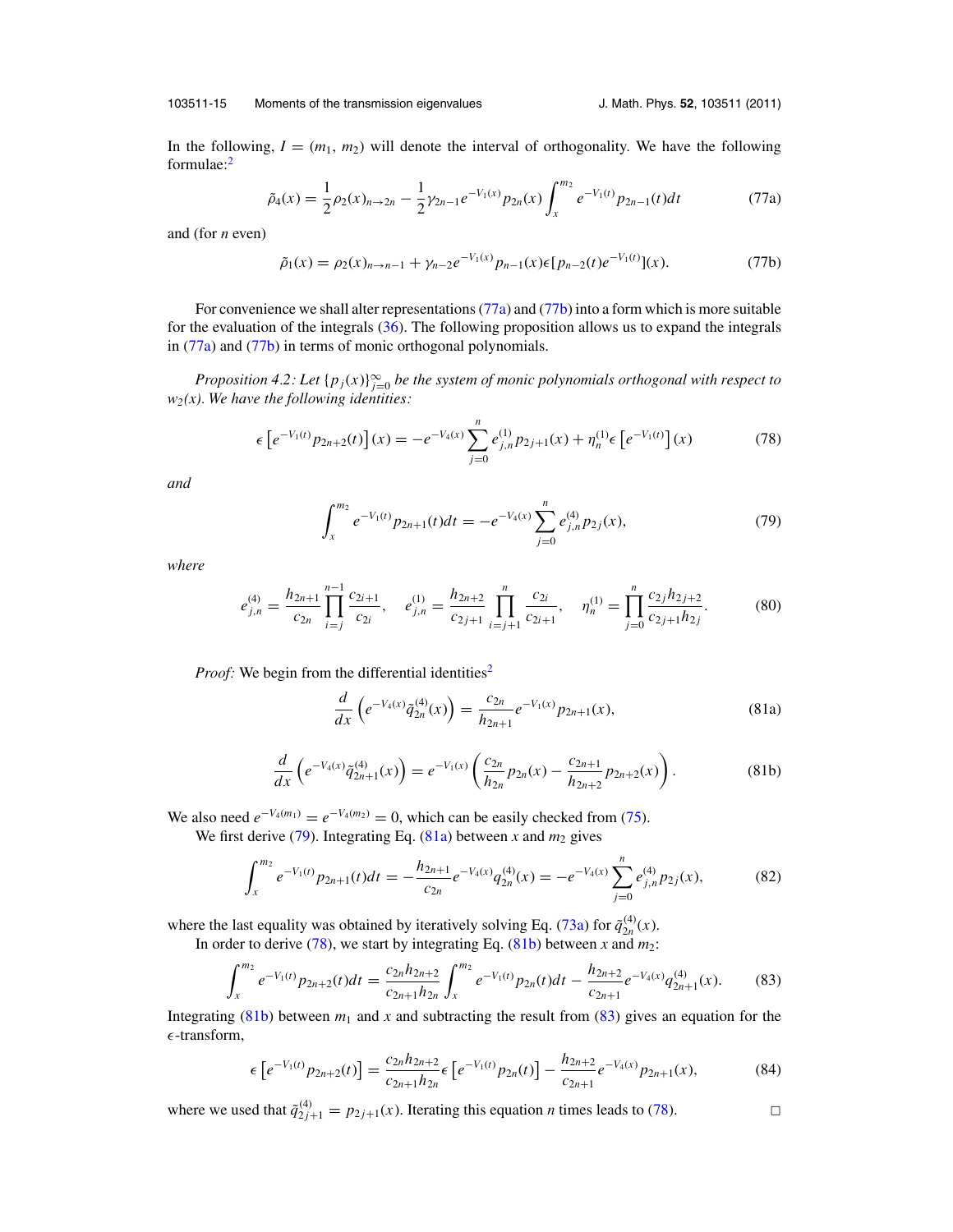In the following, $I = (m_1, m_2)$ will denote the interval of orthogonality. We have the following formulae:[2]

$$\tilde{\rho}_4(x) = \frac{1}{2}\rho_2(x)_{n\to 2n} - \frac{1}{2}\gamma_{2n-1}e^{-V_1(x)}p_{2n}(x)\int_x^{m_2} e^{-V_1(t)}p_{2n-1}(t)dt \tag{77a}$$

and (for $n$ even)

$$\tilde{\rho}_1(x) = \rho_2(x)_{n\to n-1} + \gamma_{n-2}e^{-V_1(x)}p_{n-1}(x)\epsilon[p_{n-2}(t)e^{-V_1(t)}](x). \tag{77b}$$

For convenience we shall alter representations (77a) and (77b) into a form which is more suitable for the evaluation of the integrals (36). The following proposition allows us to expand the integrals in (77a) and (77b) in terms of monic orthogonal polynomials.

*Proposition 4.2: Let $\{p_j(x)\}_{j=0}^{\infty}$ be the system of monic polynomials orthogonal with respect to $w_2(x)$. We have the following identities:*

$$\epsilon\left[e^{-V_1(t)}p_{2n+2}(t)\right](x) = -e^{-V_4(x)}\sum_{j=0}^{n} e_{j,n}^{(1)}p_{2j+1}(x) + \eta_n^{(1)}\epsilon\left[e^{-V_1(t)}\right](x) \tag{78}$$

*and*

$$\int_x^{m_2} e^{-V_1(t)}p_{2n+1}(t)dt = -e^{-V_4(x)}\sum_{j=0}^{n} e_{j,n}^{(4)}p_{2j}(x), \tag{79}$$

*where*

$$e_{j,n}^{(4)} = \frac{h_{2n+1}}{c_{2n}}\prod_{i=j}^{n-1}\frac{c_{2i+1}}{c_{2i}}, \quad e_{j,n}^{(1)} = \frac{h_{2n+2}}{c_{2j+1}}\prod_{i=j+1}^{n}\frac{c_{2i}}{c_{2i+1}}, \quad \eta_n^{(1)} = \prod_{j=0}^{n}\frac{c_{2j}h_{2j+2}}{c_{2j+1}h_{2j}}. \tag{80}$$

*Proof:* We begin from the differential identities[2]

$$\frac{d}{dx}\left(e^{-V_4(x)}\tilde{q}_{2n}^{(4)}(x)\right) = \frac{c_{2n}}{h_{2n+1}}e^{-V_1(x)}p_{2n+1}(x), \tag{81a}$$

$$\frac{d}{dx}\left(e^{-V_4(x)}\tilde{q}_{2n+1}^{(4)}(x)\right) = e^{-V_1(x)}\left(\frac{c_{2n}}{h_{2n}}p_{2n}(x) - \frac{c_{2n+1}}{h_{2n+2}}p_{2n+2}(x)\right). \tag{81b}$$

We also need $e^{-V_4(m_1)} = e^{-V_4(m_2)} = 0$, which can be easily checked from (75).

We first derive (79). Integrating Eq. (81a) between $x$ and $m_2$ gives

$$\int_x^{m_2} e^{-V_1(t)}p_{2n+1}(t)dt = -\frac{h_{2n+1}}{c_{2n}}e^{-V_4(x)}q_{2n}^{(4)}(x) = -e^{-V_4(x)}\sum_{j=0}^{n}e_{j,n}^{(4)}p_{2j}(x), \tag{82}$$

where the last equality was obtained by iteratively solving Eq. (73a) for $\tilde{q}_{2n}^{(4)}(x)$.

In order to derive (78), we start by integrating Eq. (81b) between $x$ and $m_2$:

$$\int_x^{m_2} e^{-V_1(t)}p_{2n+2}(t)dt = \frac{c_{2n}h_{2n+2}}{c_{2n+1}h_{2n}}\int_x^{m_2} e^{-V_1(t)}p_{2n}(t)dt - \frac{h_{2n+2}}{c_{2n+1}}e^{-V_4(x)}q_{2n+1}^{(4)}(x). \tag{83}$$

Integrating (81b) between $m_1$ and $x$ and subtracting the result from (83) gives an equation for the $\epsilon$-transform,

$$\epsilon\left[e^{-V_1(t)}p_{2n+2}(t)\right] = \frac{c_{2n}h_{2n+2}}{c_{2n+1}h_{2n}}\epsilon\left[e^{-V_1(t)}p_{2n}(t)\right] - \frac{h_{2n+2}}{c_{2n+1}}e^{-V_4(x)}p_{2n+1}(x), \tag{84}$$

where we used that $\tilde{q}_{2j+1}^{(4)} = p_{2j+1}(x)$. Iterating this equation $n$ times leads to (78). □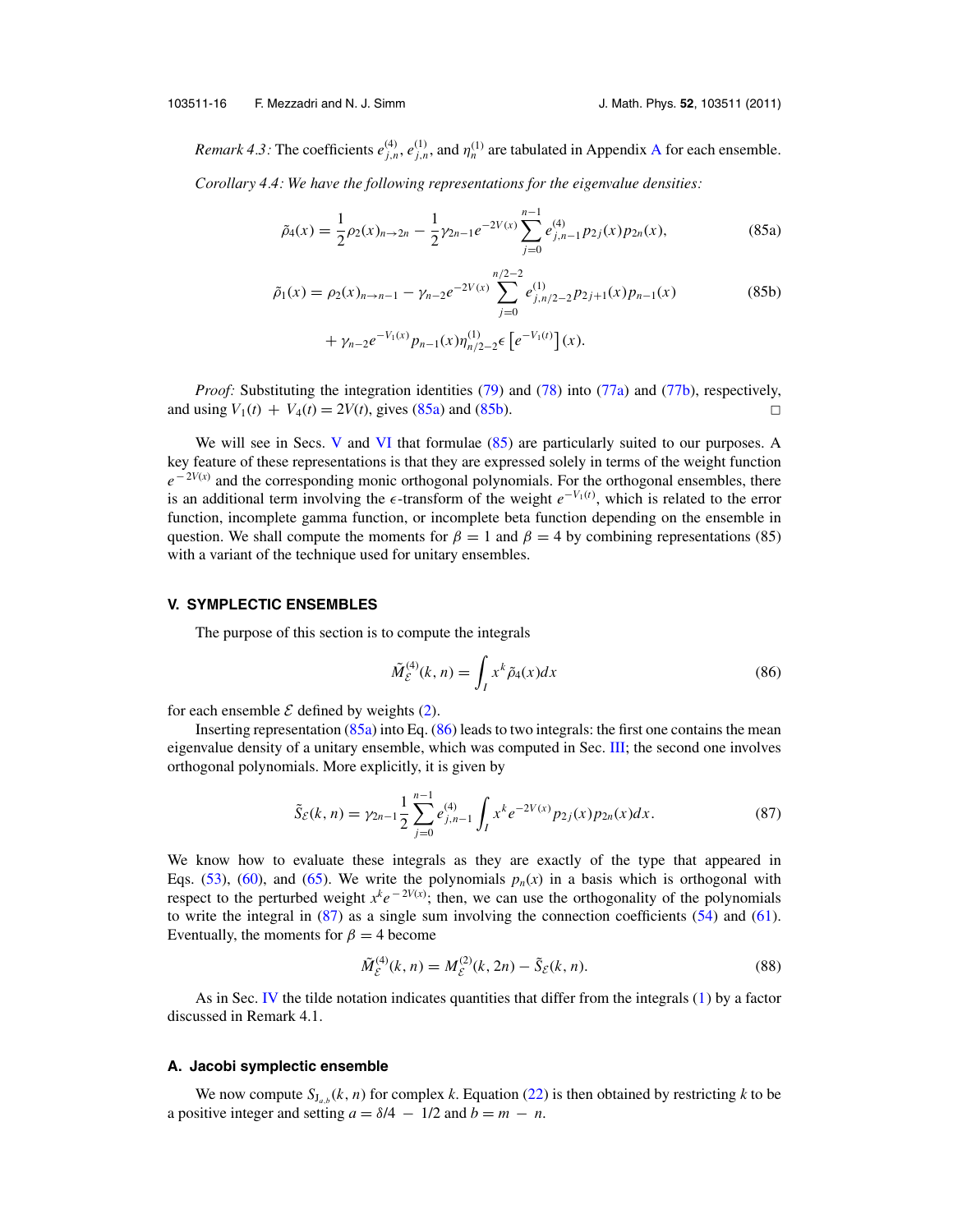*Remark 4.3:* The coefficients $e^{(4)}_{j,n}$, $e^{(1)}_{j,n}$, and $\eta^{(1)}_n$ are tabulated in Appendix A for each ensemble.

*Corollary 4.4: We have the following representations for the eigenvalue densities:*

$$\tilde{\rho}_4(x) = \frac{1}{2}\rho_2(x)_{n\to 2n} - \frac{1}{2}\gamma_{2n-1}e^{-2V(x)}\sum_{j=0}^{n-1} e^{(4)}_{j,n-1}p_{2j}(x)p_{2n}(x), \tag{85a}$$

$$\tilde{\rho}_1(x) = \rho_2(x)_{n\to n-1} - \gamma_{n-2}e^{-2V(x)}\sum_{j=0}^{n/2-2} e^{(1)}_{j,n/2-2}p_{2j+1}(x)p_{n-1}(x) \tag{85b}$$

$$+ \gamma_{n-2}e^{-V_1(x)}p_{n-1}(x)\eta^{(1)}_{n/2-2}\epsilon\left[e^{-V_1(t)}\right](x).$$

*Proof:* Substituting the integration identities (79) and (78) into (77a) and (77b), respectively, and using $V_1(t) + V_4(t) = 2V(t)$, gives (85a) and (85b). □

We will see in Secs. V and VI that formulae (85) are particularly suited to our purposes. A key feature of these representations is that they are expressed solely in terms of the weight function $e^{-2V(x)}$ and the corresponding monic orthogonal polynomials. For the orthogonal ensembles, there is an additional term involving the $\epsilon$-transform of the weight $e^{-V_1(t)}$, which is related to the error function, incomplete gamma function, or incomplete beta function depending on the ensemble in question. We shall compute the moments for $\beta = 1$ and $\beta = 4$ by combining representations (85) with a variant of the technique used for unitary ensembles.

## V. SYMPLECTIC ENSEMBLES

The purpose of this section is to compute the integrals

$$\tilde{M}^{(4)}_{\mathcal{E}}(k, n) = \int_I x^k \tilde{\rho}_4(x)dx \tag{86}$$

for each ensemble $\mathcal{E}$ defined by weights (2).

Inserting representation (85a) into Eq. (86) leads to two integrals: the first one contains the mean eigenvalue density of a unitary ensemble, which was computed in Sec. III; the second one involves orthogonal polynomials. More explicitly, it is given by

$$\tilde{S}_{\mathcal{E}}(k, n) = \gamma_{2n-1}\frac{1}{2}\sum_{j=0}^{n-1} e^{(4)}_{j,n-1}\int_I x^k e^{-2V(x)}p_{2j}(x)p_{2n}(x)dx. \tag{87}$$

We know how to evaluate these integrals as they are exactly of the type that appeared in Eqs. (53), (60), and (65). We write the polynomials $p_n(x)$ in a basis which is orthogonal with respect to the perturbed weight $x^k e^{-2V(x)}$; then, we can use the orthogonality of the polynomials to write the integral in (87) as a single sum involving the connection coefficients (54) and (61). Eventually, the moments for $\beta = 4$ become

$$\tilde{M}^{(4)}_{\mathcal{E}}(k, n) = M^{(2)}_{\mathcal{E}}(k, 2n) - \tilde{S}_{\mathcal{E}}(k, n). \tag{88}$$

As in Sec. IV the tilde notation indicates quantities that differ from the integrals (1) by a factor discussed in Remark 4.1.

### A. Jacobi symplectic ensemble

We now compute $S_{J_{a,b}}(k, n)$ for complex $k$. Equation (22) is then obtained by restricting $k$ to be a positive integer and setting $a = \delta/4 - 1/2$ and $b = m - n$.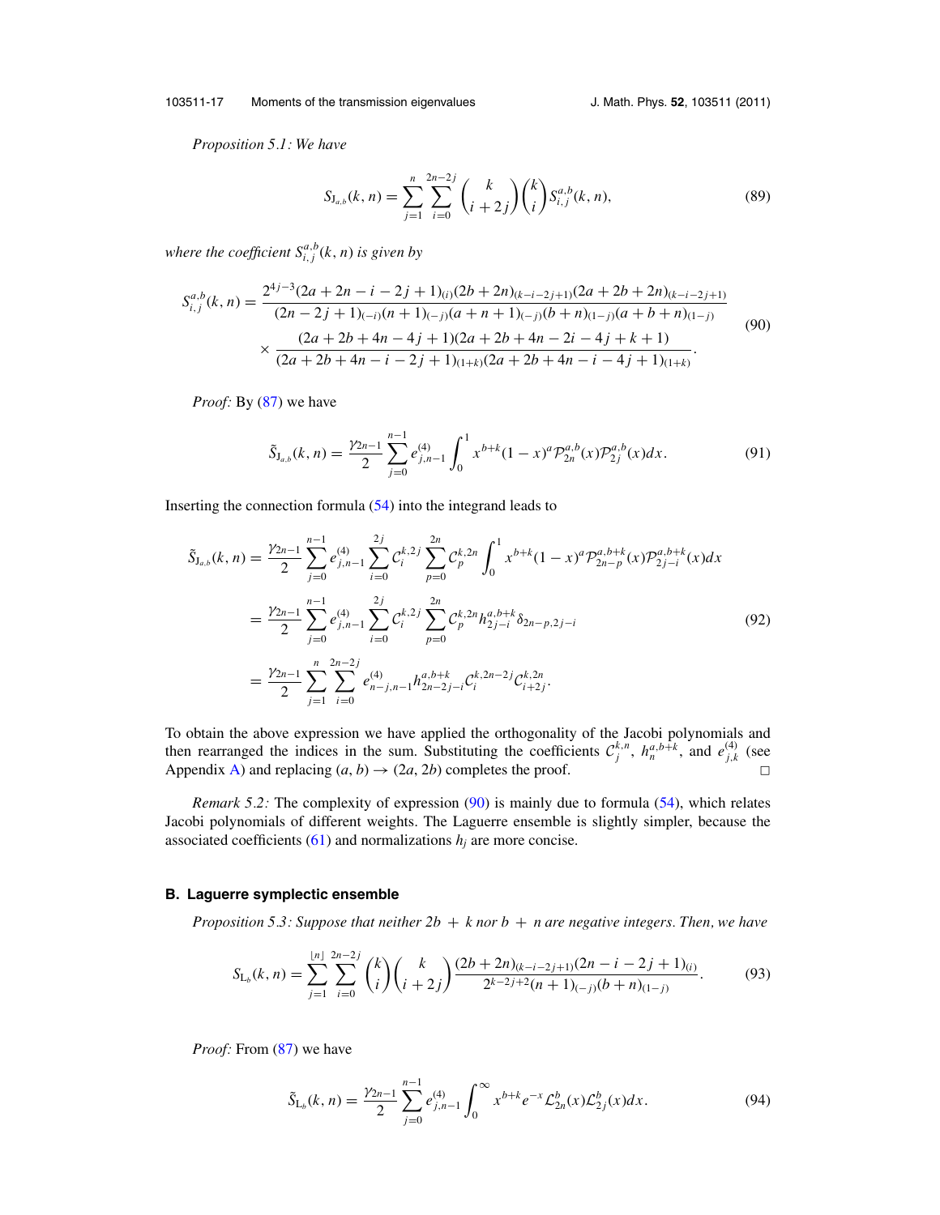*Proposition 5.1: We have*

$$S_{\mathrm{J}_{a,b}}(k,n) = \sum_{j=1}^{n} \sum_{i=0}^{2n-2j} \binom{k}{i+2j} \binom{k}{i} S_{i,j}^{a,b}(k,n), \tag{89}$$

*where the coefficient $S_{i,j}^{a,b}(k,n)$ is given by*

$$\begin{aligned} S_{i,j}^{a,b}(k,n) = & \frac{2^{4j-3}(2a+2n-i-2j+1)_{(i)}(2b+2n)_{(k-i-2j+1)}(2a+2b+2n)_{(k-i-2j+1)}}{(2n-2j+1)_{(-i)}(n+1)_{(-j)}(a+n+1)_{(-j)}(b+n)_{(1-j)}(a+b+n)_{(1-j)}} \\ & \times \frac{(2a+2b+4n-4j+1)(2a+2b+4n-2i-4j+k+1)}{(2a+2b+4n-i-2j+1)_{(1+k)}(2a+2b+4n-i-4j+1)_{(1+k)}}. \end{aligned} \tag{90}$$

*Proof:* By (87) we have

$$\tilde{S}_{\mathrm{J}_{a,b}}(k,n) = \frac{\gamma_{2n-1}}{2} \sum_{j=0}^{n-1} e_{j,n-1}^{(4)} \int_0^1 x^{b+k}(1-x)^a \mathcal{P}_{2n}^{a,b}(x) \mathcal{P}_{2j}^{a,b}(x) dx. \tag{91}$$

Inserting the connection formula (54) into the integrand leads to

$$\begin{aligned} \tilde{S}_{\mathrm{J}_{a,b}}(k,n) &= \frac{\gamma_{2n-1}}{2} \sum_{j=0}^{n-1} e_{j,n-1}^{(4)} \sum_{i=0}^{2j} \mathcal{C}_i^{k,2j} \sum_{p=0}^{2n} \mathcal{C}_p^{k,2n} \int_0^1 x^{b+k}(1-x)^a \mathcal{P}_{2n-p}^{a,b+k}(x) \mathcal{P}_{2j-i}^{a,b+k}(x) dx \\ &= \frac{\gamma_{2n-1}}{2} \sum_{j=0}^{n-1} e_{j,n-1}^{(4)} \sum_{i=0}^{2j} \mathcal{C}_i^{k,2j} \sum_{p=0}^{2n} \mathcal{C}_p^{k,2n} h_{2j-i}^{a,b+k} \delta_{2n-p,2j-i} \\ &= \frac{\gamma_{2n-1}}{2} \sum_{j=1}^{n} \sum_{i=0}^{2n-2j} e_{n-j,n-1}^{(4)} h_{2n-2j-i}^{a,b+k} \mathcal{C}_i^{k,2n-2j} \mathcal{C}_{i+2j}^{k,2n}. \end{aligned} \tag{92}$$

To obtain the above expression we have applied the orthogonality of the Jacobi polynomials and then rearranged the indices in the sum. Substituting the coefficients $\mathcal{C}_j^{k,n}$, $h_n^{a,b+k}$, and $e_{j,k}^{(4)}$ (see Appendix A) and replacing $(a,b) \to (2a,2b)$ completes the proof. □

*Remark 5.2:* The complexity of expression (90) is mainly due to formula (54), which relates Jacobi polynomials of different weights. The Laguerre ensemble is slightly simpler, because the associated coefficients (61) and normalizations $h_j$ are more concise.

## B. Laguerre symplectic ensemble

*Proposition 5.3: Suppose that neither $2b + k$ nor $b + n$ are negative integers. Then, we have*

$$S_{\mathrm{L}_b}(k,n) = \sum_{j=1}^{\lfloor n \rfloor} \sum_{i=0}^{2n-2j} \binom{k}{i} \binom{k}{i+2j} \frac{(2b+2n)_{(k-i-2j+1)}(2n-i-2j+1)_{(i)}}{2^{k-2j+2}(n+1)_{(-j)}(b+n)_{(1-j)}}. \tag{93}$$

*Proof:* From (87) we have

$$\tilde{S}_{\mathrm{L}_b}(k,n) = \frac{\gamma_{2n-1}}{2} \sum_{j=0}^{n-1} e_{j,n-1}^{(4)} \int_0^\infty x^{b+k} e^{-x} \mathcal{L}_{2n}^b(x) \mathcal{L}_{2j}^b(x) dx. \tag{94}$$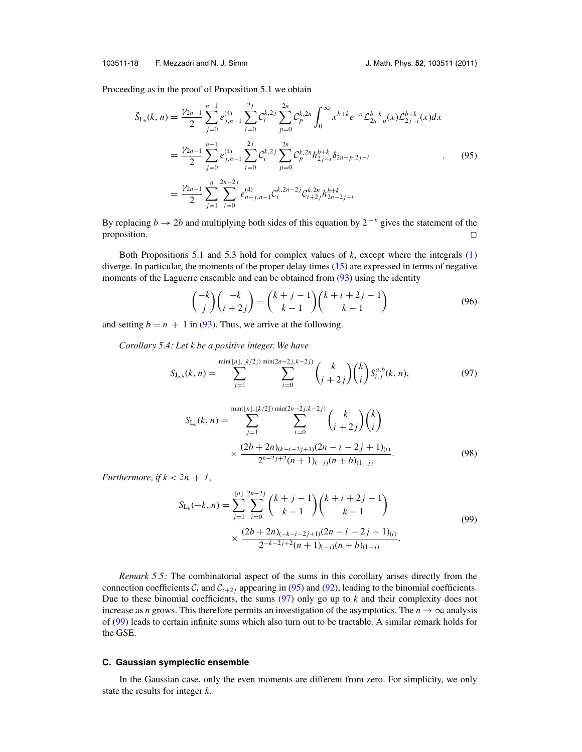Proceeding as in the proof of Proposition 5.1 we obtain

$$
\begin{aligned}
\tilde{S}_{L_b}(k,n) &= \frac{\gamma_{2n-1}}{2}\sum_{j=0}^{n-1} e^{(4)}_{j,n-1}\sum_{i=0}^{2j}\mathcal{C}_i^{k,2j}\sum_{p=0}^{2n}\mathcal{C}_p^{k,2n}\int_0^\infty x^{b+k}e^{-x}\mathcal{L}_{2n-p}^{b+k}(x)\mathcal{L}_{2j-i}^{b+k}(x)dx \\
&= \frac{\gamma_{2n-1}}{2}\sum_{j=0}^{n-1} e^{(4)}_{j,n-1}\sum_{i=0}^{2j}\mathcal{C}_i^{k,2j}\sum_{p=0}^{2n}\mathcal{C}_p^{k,2n}h_{2j-i}^{b+k}\delta_{2n-p,2j-i} \qquad\qquad . \\
&= \frac{\gamma_{2n-1}}{2}\sum_{j=1}^{n}\sum_{i=0}^{2n-2j} e^{(4)}_{n-j,n-1}\mathcal{C}_i^{k,2n-2j}\mathcal{C}_{i+2j}^{k,2n}h_{2n-2j-i}^{b+k}
\end{aligned}
\tag{95}
$$

By replacing $b \to 2b$ and multiplying both sides of this equation by $2^{-k}$ gives the statement of the proposition. □

Both Propositions 5.1 and 5.3 hold for complex values of $k$, except where the integrals (1) diverge. In particular, the moments of the proper delay times (15) are expressed in terms of negative moments of the Laguerre ensemble and can be obtained from (93) using the identity

$$
\binom{-k}{j}\binom{-k}{i+2j} = \binom{k+j-1}{k-1}\binom{k+i+2j-1}{k-1}
\tag{96}
$$

and setting $b = n+1$ in (93). Thus, we arrive at the following.

*Corollary 5.4: Let $k$ be a positive integer. We have*

$$
S_{J_{a,b}}(k,n) = \sum_{j=1}^{\min(\lfloor n\rfloor,\lfloor k/2\rfloor)}\sum_{i=0}^{\min(2n-2j,k-2j)}\binom{k}{i+2j}\binom{k}{i}S_{i,j}^{a,b}(k,n),
\tag{97}
$$

$$
\begin{aligned}
S_{L_b}(k,n) = &\sum_{j=1}^{\min(\lfloor n\rfloor,\lfloor k/2\rfloor)}\sum_{i=0}^{\min(2n-2j,k-2j)}\binom{k}{i+2j}\binom{k}{i} \\
&\times \frac{(2b+2n)_{(k-i-2j+1)}(2n-i-2j+1)_{(i)}}{2^{k-2j+2}(n+1)_{(-j)}(n+b)_{(1-j)}}.
\end{aligned}
\tag{98}
$$

*Furthermore, if $k < 2n+1$,*

$$
\begin{aligned}
S_{L_b}(-k,n) = &\sum_{j=1}^{\lfloor n\rfloor}\sum_{i=0}^{2n-2j}\binom{k+j-1}{k-1}\binom{k+i+2j-1}{k-1} \\
&\times \frac{(2b+2n)_{(-k-i-2j+1)}(2n-i-2j+1)_{(i)}}{2^{-k-2j+2}(n+1)_{(-j)}(n+b)_{(1-j)}}.
\end{aligned}
\tag{99}
$$

*Remark 5.5:* The combinatorial aspect of the sums in this corollary arises directly from the connection coefficients $\mathcal{C}_i$ and $\mathcal{C}_{i+2j}$ appearing in (95) and (92), leading to the binomial coefficients. Due to these binomial coefficients, the sums (97) only go up to $k$ and their complexity does not increase as $n$ grows. This therefore permits an investigation of the asymptotics. The $n \to \infty$ analysis of (99) leads to certain infinite sums which also turn out to be tractable. A similar remark holds for the GSE.

### C. Gaussian symplectic ensemble

In the Gaussian case, only the even moments are different from zero. For simplicity, we only state the results for integer $k$.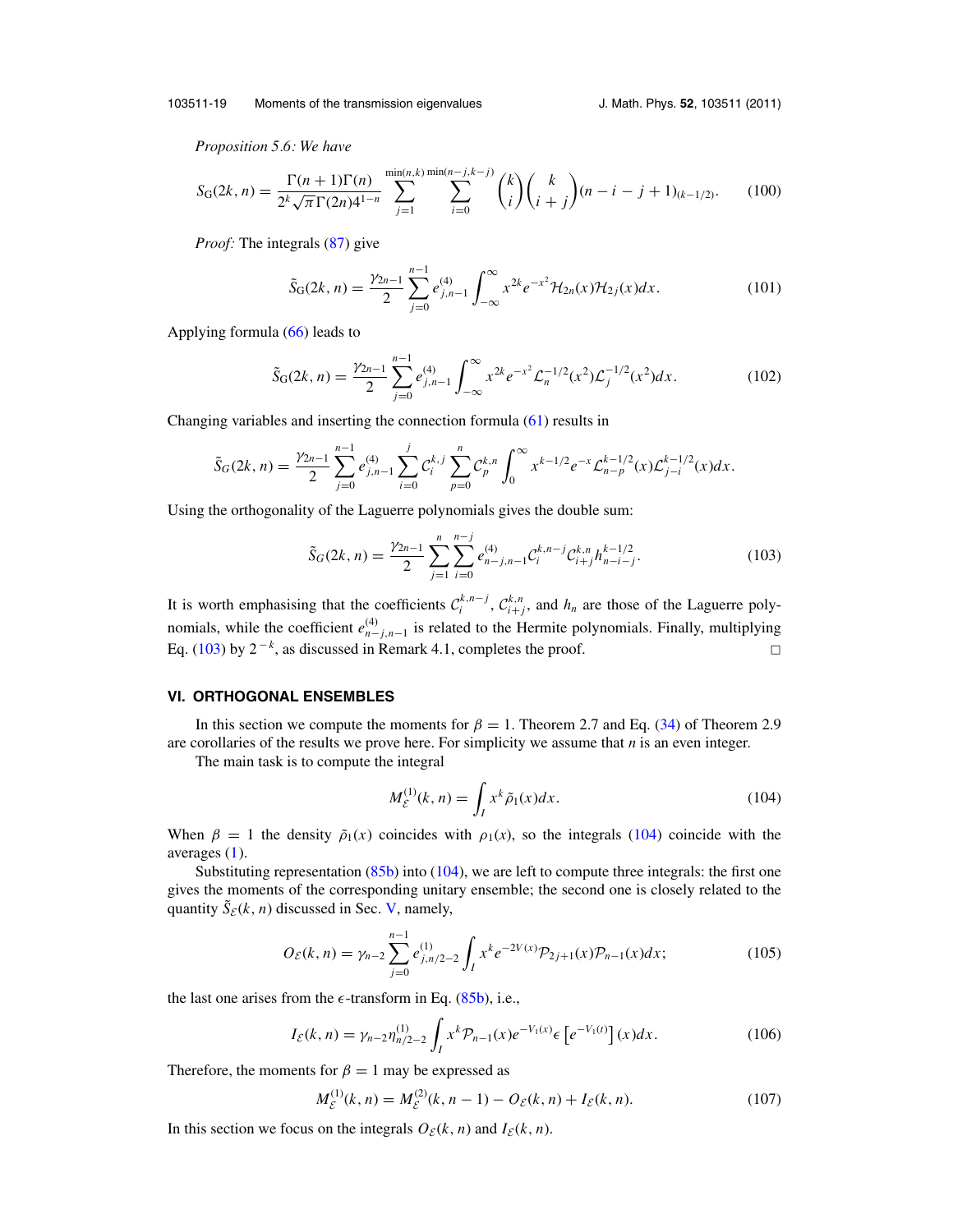*Proposition 5.6: We have*

$$S_G(2k,n) = \frac{\Gamma(n+1)\Gamma(n)}{2^k\sqrt{\pi}\Gamma(2n)4^{1-n}} \sum_{j=1}^{\min(n,k)} \sum_{i=0}^{\min(n-j,k-j)} \binom{k}{i}\binom{k}{i+j}(n-i-j+1)_{(k-1/2)}. \tag{100}$$

*Proof:* The integrals (87) give

$$\tilde{S}_G(2k,n) = \frac{\gamma_{2n-1}}{2}\sum_{j=0}^{n-1} e^{(4)}_{j,n-1} \int_{-\infty}^{\infty} x^{2k} e^{-x^2} \mathcal{H}_{2n}(x)\mathcal{H}_{2j}(x)dx. \tag{101}$$

Applying formula (66) leads to

$$\tilde{S}_G(2k,n) = \frac{\gamma_{2n-1}}{2}\sum_{j=0}^{n-1} e^{(4)}_{j,n-1} \int_{-\infty}^{\infty} x^{2k} e^{-x^2} \mathcal{L}^{-1/2}_{n}(x^2)\mathcal{L}^{-1/2}_{j}(x^2)dx. \tag{102}$$

Changing variables and inserting the connection formula (61) results in

$$\tilde{S}_G(2k,n) = \frac{\gamma_{2n-1}}{2}\sum_{j=0}^{n-1} e^{(4)}_{j,n-1} \sum_{i=0}^{j} \mathcal{C}^{k,j}_i \sum_{p=0}^{n} \mathcal{C}^{k,n}_p \int_0^{\infty} x^{k-1/2} e^{-x} \mathcal{L}^{k-1/2}_{n-p}(x)\mathcal{L}^{k-1/2}_{j-i}(x)dx.$$

Using the orthogonality of the Laguerre polynomials gives the double sum:

$$\tilde{S}_G(2k,n) = \frac{\gamma_{2n-1}}{2}\sum_{j=1}^{n}\sum_{i=0}^{n-j} e^{(4)}_{n-j,n-1}\mathcal{C}^{k,n-j}_i \mathcal{C}^{k,n}_{i+j} h^{k-1/2}_{n-i-j}. \tag{103}$$

It is worth emphasising that the coefficients $\mathcal{C}^{k,n-j}_i$, $\mathcal{C}^{k,n}_{i+j}$, and $h_n$ are those of the Laguerre polynomials, while the coefficient $e^{(4)}_{n-j,n-1}$ is related to the Hermite polynomials. Finally, multiplying Eq. (103) by $2^{-k}$, as discussed in Remark 4.1, completes the proof. □

## VI. ORTHOGONAL ENSEMBLES

In this section we compute the moments for $\beta = 1$. Theorem 2.7 and Eq. (34) of Theorem 2.9 are corollaries of the results we prove here. For simplicity we assume that $n$ is an even integer.

The main task is to compute the integral

$$M^{(1)}_{\mathcal{E}}(k,n) = \int_I x^k \tilde{\rho}_1(x)dx. \tag{104}$$

When $\beta = 1$ the density $\tilde{\rho}_1(x)$ coincides with $\rho_1(x)$, so the integrals (104) coincide with the averages (1).

Substituting representation (85b) into (104), we are left to compute three integrals: the first one gives the moments of the corresponding unitary ensemble; the second one is closely related to the quantity $\tilde{S}_{\mathcal{E}}(k,n)$ discussed in Sec. V, namely,

$$O_{\mathcal{E}}(k,n) = \gamma_{n-2}\sum_{j=0}^{n-1} e^{(1)}_{j,n/2-2} \int_I x^k e^{-2V(x)} \mathcal{P}_{2j+1}(x)\mathcal{P}_{n-1}(x)dx; \tag{105}$$

the last one arises from the $\epsilon$-transform in Eq. (85b), i.e.,

$$I_{\mathcal{E}}(k,n) = \gamma_{n-2}\eta^{(1)}_{n/2-2} \int_I x^k \mathcal{P}_{n-1}(x)e^{-V_1(x)}\epsilon\left[e^{-V_1(t)}\right](x)dx. \tag{106}$$

Therefore, the moments for $\beta = 1$ may be expressed as

$$M^{(1)}_{\mathcal{E}}(k,n) = M^{(2)}_{\mathcal{E}}(k,n-1) - O_{\mathcal{E}}(k,n) + I_{\mathcal{E}}(k,n). \tag{107}$$

In this section we focus on the integrals $O_{\mathcal{E}}(k,n)$ and $I_{\mathcal{E}}(k,n)$.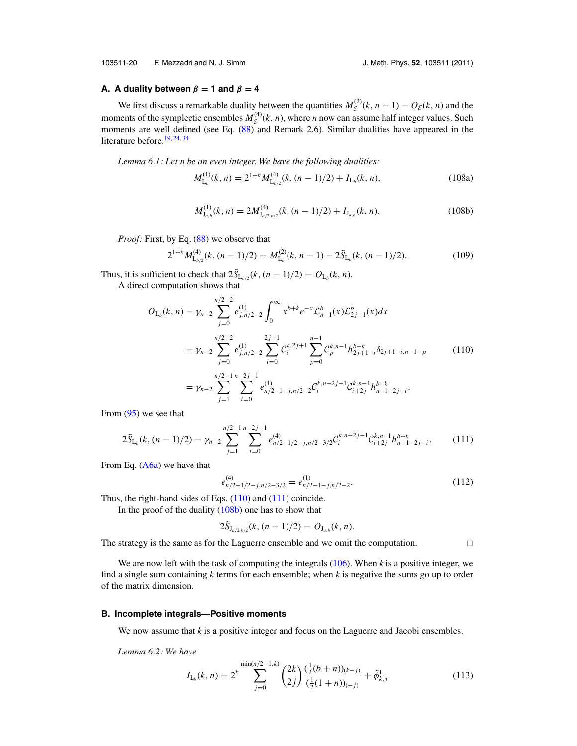### A. A duality between $\beta = 1$ and $\beta = 4$

We first discuss a remarkable duality between the quantities $M^{(2)}_{\mathcal{E}}(k, n-1) - O_{\mathcal{E}}(k, n)$ and the moments of the symplectic ensembles $M^{(4)}_{\mathcal{E}}(k, n)$, where $n$ now can assume half integer values. Such moments are well defined (see Eq. (88) and Remark 2.6). Similar dualities have appeared in the literature before.[19,24,34]

*Lemma 6.1: Let $n$ be an even integer. We have the following dualities:*

$$M^{(1)}_{\mathrm{L}_b}(k, n) = 2^{1+k} M^{(4)}_{\mathrm{L}_{b/2}}(k, (n-1)/2) + I_{\mathrm{L}_b}(k, n), \tag{108a}$$

$$M^{(1)}_{\mathrm{J}_{a,b}}(k, n) = 2 M^{(4)}_{\mathrm{J}_{a/2,b/2}}(k, (n-1)/2) + I_{\mathrm{J}_{a,b}}(k, n). \tag{108b}$$

*Proof:* First, by Eq. (88) we observe that

$$2^{1+k} M^{(4)}_{\mathrm{L}_{b/2}}(k, (n-1)/2) = M^{(2)}_{\mathrm{L}_b}(k, n-1) - 2\tilde{S}_{\mathrm{L}_b}(k, (n-1)/2). \tag{109}$$

Thus, it is sufficient to check that $2\tilde{S}_{\mathrm{L}_{b/2}}(k, (n-1)/2) = O_{\mathrm{L}_b}(k, n)$.

A direct computation shows that

$$\begin{aligned} O_{\mathrm{L}_b}(k, n) &= \gamma_{n-2} \sum_{j=0}^{n/2-2} e^{(1)}_{j,n/2-2} \int_0^\infty x^{b+k} e^{-x} \mathcal{L}^b_{n-1}(x) \mathcal{L}^b_{2j+1}(x) dx \\ &= \gamma_{n-2} \sum_{j=0}^{n/2-2} e^{(1)}_{j,n/2-2} \sum_{i=0}^{2j+1} \mathcal{C}^{k,2j+1}_i \sum_{p=0}^{n-1} \mathcal{C}^{k,n-1}_p h^{b+k}_{2j+1-i} \delta_{2j+1-i,n-1-p} \\ &= \gamma_{n-2} \sum_{j=1}^{n/2-1} \sum_{i=0}^{n-2j-1} e^{(1)}_{n/2-1-j,n/2-2} \mathcal{C}^{k,n-2j-1}_i \mathcal{C}^{k,n-1}_{i+2j} h^{b+k}_{n-1-2j-i}. \end{aligned} \tag{110}$$

From (95) we see that

$$2\tilde{S}_{\mathrm{L}_b}(k, (n-1)/2) = \gamma_{n-2} \sum_{j=1}^{n/2-1} \sum_{i=0}^{n-2j-1} e^{(4)}_{n/2-1/2-j,n/2-3/2} \mathcal{C}^{k,n-2j-1}_i \mathcal{C}^{k,n-1}_{i+2j} h^{b+k}_{n-1-2j-i}. \tag{111}$$

From Eq. (A6a) we have that

$$e^{(4)}_{n/2-1/2-j,n/2-3/2} = e^{(1)}_{n/2-1-j,n/2-2}. \tag{112}$$

Thus, the right-hand sides of Eqs. (110) and (111) coincide.

In the proof of the duality (108b) one has to show that

$$2\tilde{S}_{\mathrm{J}_{a/2,b/2}}(k, (n-1)/2) = O_{\mathrm{J}_{a,b}}(k, n).$$

The strategy is the same as for the Laguerre ensemble and we omit the computation. □

We are now left with the task of computing the integrals (106). When $k$ is a positive integer, we find a single sum containing $k$ terms for each ensemble; when $k$ is negative the sums go up to order of the matrix dimension.

### B. Incomplete integrals—Positive moments

We now assume that $k$ is a positive integer and focus on the Laguerre and Jacobi ensembles.

*Lemma 6.2: We have*

$$I_{\mathrm{L}_b}(k, n) = 2^k \sum_{j=0}^{\min(n/2-1,k)} \binom{2k}{2j} \frac{(\frac{1}{2}(b+n))_{(k-j)}}{(\frac{1}{2}(1+n))_{(-j)}} + \tilde{\phi}^{\mathrm{L}}_{k,n} \tag{113}$$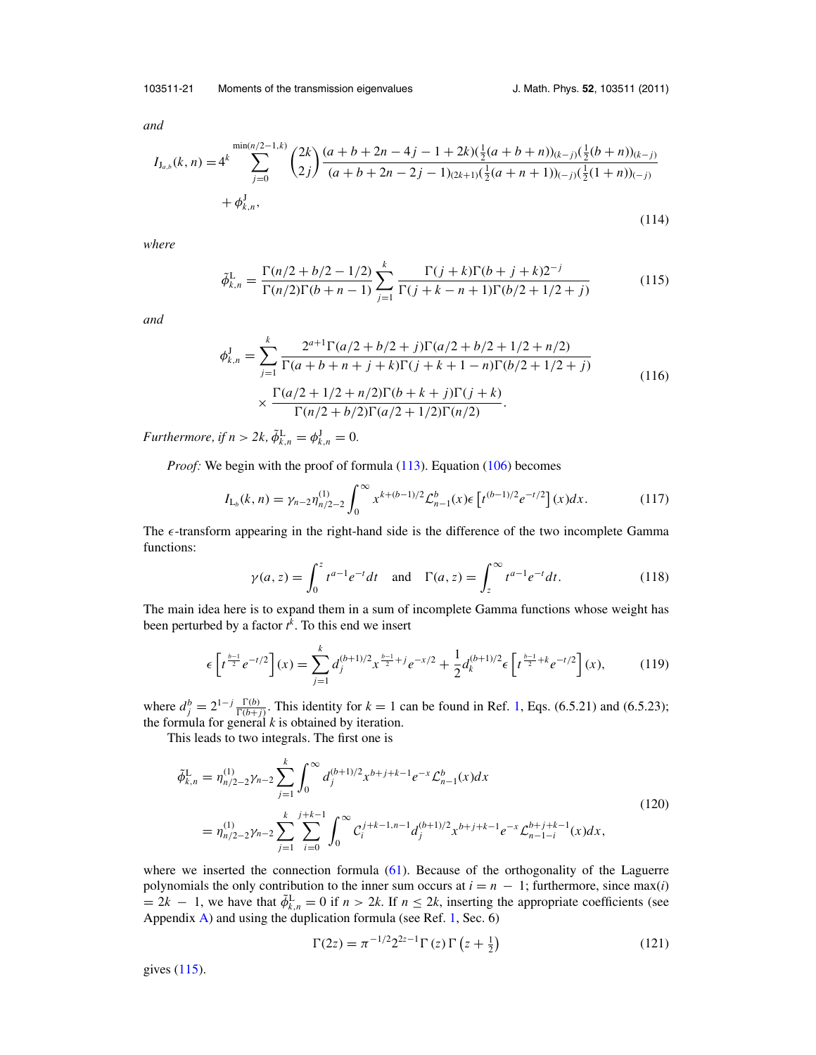*and*

$$
I_{J_{a,b}}(k,n) = 4^k \sum_{j=0}^{\min(n/2-1,k)} \binom{2k}{2j} \frac{(a+b+2n-4j-1+2k)(\frac{1}{2}(a+b+n))_{(k-j)}(\frac{1}{2}(b+n))_{(k-j)}}{(a+b+2n-2j-1)_{(2k+1)}(\frac{1}{2}(a+n+1))_{(-j)}(\frac{1}{2}(1+n))_{(-j)}} + \phi^{\mathrm{J}}_{k,n}, \tag{114}
$$

*where*

$$
\tilde{\phi}^{\mathrm{L}}_{k,n} = \frac{\Gamma(n/2+b/2-1/2)}{\Gamma(n/2)\Gamma(b+n-1)} \sum_{j=1}^{k} \frac{\Gamma(j+k)\Gamma(b+j+k)2^{-j}}{\Gamma(j+k-n+1)\Gamma(b/2+1/2+j)} \tag{115}
$$

*and*

$$
\begin{aligned}
\phi^{\mathrm{J}}_{k,n} = \sum_{j=1}^{k} & \frac{2^{a+1}\Gamma(a/2+b/2+j)\Gamma(a/2+b/2+1/2+n/2)}{\Gamma(a+b+n+j+k)\Gamma(j+k+1-n)\Gamma(b/2+1/2+j)} \\
& \times \frac{\Gamma(a/2+1/2+n/2)\Gamma(b+k+j)\Gamma(j+k)}{\Gamma(n/2+b/2)\Gamma(a/2+1/2)\Gamma(n/2)}.
\end{aligned} \tag{116}
$$

*Furthermore, if* $n > 2k$, $\tilde{\phi}^{\mathrm{L}}_{k,n} = \phi^{\mathrm{J}}_{k,n} = 0$.

*Proof:* We begin with the proof of formula (113). Equation (106) becomes

$$
I_{\mathrm{L}_b}(k,n) = \gamma_{n-2}\eta^{(1)}_{n/2-2} \int_0^\infty x^{k+(b-1)/2} \mathcal{L}^b_{n-1}(x)\epsilon\left[t^{(b-1)/2}e^{-t/2}\right](x)dx. \tag{117}
$$

The $\epsilon$-transform appearing in the right-hand side is the difference of the two incomplete Gamma functions:

$$
\gamma(a,z) = \int_0^z t^{a-1}e^{-t}dt \quad \text{and} \quad \Gamma(a,z) = \int_z^\infty t^{a-1}e^{-t}dt. \tag{118}
$$

The main idea here is to expand them in a sum of incomplete Gamma functions whose weight has been perturbed by a factor $t^k$. To this end we insert

$$
\epsilon\left[t^{\frac{b-1}{2}}e^{-t/2}\right](x) = \sum_{j=1}^{k} d_j^{(b+1)/2} x^{\frac{b-1}{2}+j}e^{-x/2} + \frac{1}{2}d_k^{(b+1)/2}\epsilon\left[t^{\frac{b-1}{2}+k}e^{-t/2}\right](x), \tag{119}
$$

where $d^b_j = 2^{1-j}\frac{\Gamma(b)}{\Gamma(b+j)}$. This identity for $k=1$ can be found in Ref. 1, Eqs. (6.5.21) and (6.5.23); the formula for general $k$ is obtained by iteration.

This leads to two integrals. The first one is

$$
\begin{aligned}
\tilde{\phi}^{\mathrm{L}}_{k,n} &= \eta^{(1)}_{n/2-2}\gamma_{n-2}\sum_{j=1}^{k}\int_0^\infty d_j^{(b+1)/2}x^{b+j+k-1}e^{-x}\mathcal{L}^b_{n-1}(x)dx \\
&= \eta^{(1)}_{n/2-2}\gamma_{n-2}\sum_{j=1}^{k}\sum_{i=0}^{j+k-1}\int_0^\infty \mathcal{C}_i^{j+k-1,n-1}d_j^{(b+1)/2}x^{b+j+k-1}e^{-x}\mathcal{L}^{b+j+k-1}_{n-1-i}(x)dx,
\end{aligned} \tag{120}
$$

where we inserted the connection formula (61). Because of the orthogonality of the Laguerre polynomials the only contribution to the inner sum occurs at $i = n-1$; furthermore, since $\max(i) = 2k-1$, we have that $\tilde{\phi}^{\mathrm{L}}_{k,n} = 0$ if $n > 2k$. If $n \le 2k$, inserting the appropriate coefficients (see Appendix A) and using the duplication formula (see Ref. 1, Sec. 6)

$$
\Gamma(2z) = \pi^{-1/2}2^{2z-1}\Gamma(z)\Gamma\left(z+\tfrac{1}{2}\right) \tag{121}
$$

gives (115).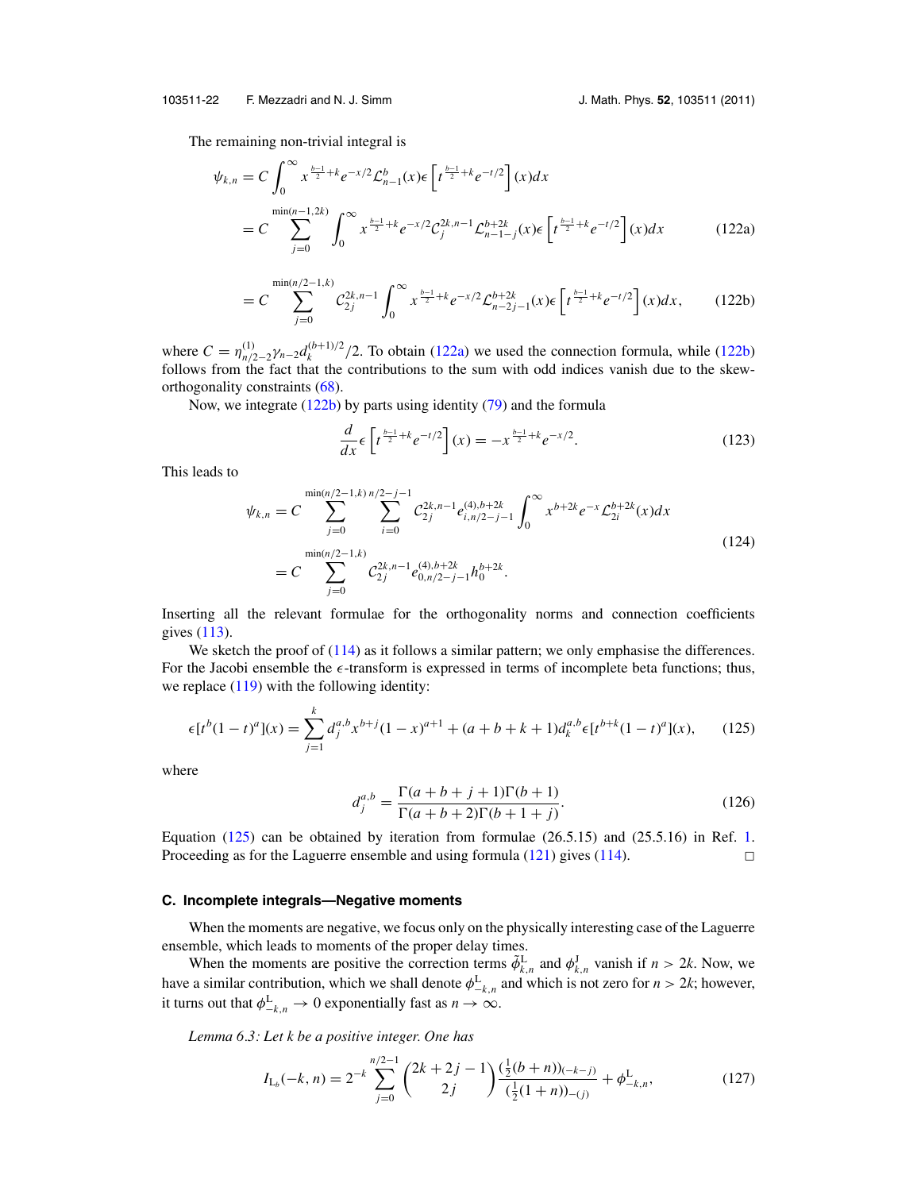The remaining non-trivial integral is

$$
\begin{aligned}
\psi_{k,n} &= C\int_0^\infty x^{\frac{b-1}{2}+k}e^{-x/2}\mathcal{L}^b_{n-1}(x)\epsilon\left[t^{\frac{b-1}{2}+k}e^{-t/2}\right](x)dx \\
&= C\sum_{j=0}^{\min(n-1,2k)}\int_0^\infty x^{\frac{b-1}{2}+k}e^{-x/2}\mathcal{C}^{2k,n-1}_j\mathcal{L}^{b+2k}_{n-1-j}(x)\epsilon\left[t^{\frac{b-1}{2}+k}e^{-t/2}\right](x)dx \qquad (122a)\\
&= C\sum_{j=0}^{\min(n/2-1,k)}\mathcal{C}^{2k,n-1}_{2j}\int_0^\infty x^{\frac{b-1}{2}+k}e^{-x/2}\mathcal{L}^{b+2k}_{n-2j-1}(x)\epsilon\left[t^{\frac{b-1}{2}+k}e^{-t/2}\right](x)dx, \qquad (122b)
\end{aligned}
$$

where $C=\eta^{(1)}_{n/2-2}\gamma_{n-2}d_k^{(b+1)/2}/2$. To obtain (122a) we used the connection formula, while (122b) follows from the fact that the contributions to the sum with odd indices vanish due to the skew-orthogonality constraints (68).

Now, we integrate (122b) by parts using identity (79) and the formula

$$
\frac{d}{dx}\epsilon\left[t^{\frac{b-1}{2}+k}e^{-t/2}\right](x)=-x^{\frac{b-1}{2}+k}e^{-x/2}. \qquad (123)
$$

This leads to

$$
\begin{aligned}
\psi_{k,n} &= C\sum_{j=0}^{\min(n/2-1,k)}\sum_{i=0}^{n/2-j-1}\mathcal{C}^{2k,n-1}_{2j}e^{(4),b+2k}_{i,n/2-j-1}\int_0^\infty x^{b+2k}e^{-x}\mathcal{L}^{b+2k}_{2i}(x)dx \\
&= C\sum_{j=0}^{\min(n/2-1,k)}\mathcal{C}^{2k,n-1}_{2j}e^{(4),b+2k}_{0,n/2-j-1}h^{b+2k}_0.
\end{aligned} \qquad (124)
$$

Inserting all the relevant formulae for the orthogonality norms and connection coefficients gives (113).

We sketch the proof of (114) as it follows a similar pattern; we only emphasise the differences. For the Jacobi ensemble the $\epsilon$-transform is expressed in terms of incomplete beta functions; thus, we replace (119) with the following identity:

$$
\epsilon[t^b(1-t)^a](x)=\sum_{j=1}^k d^{a,b}_j x^{b+j}(1-x)^{a+1}+(a+b+k+1)d^{a,b}_k\epsilon[t^{b+k}(1-t)^a](x), \qquad (125)
$$

where

$$
d^{a,b}_j=\frac{\Gamma(a+b+j+1)\Gamma(b+1)}{\Gamma(a+b+2)\Gamma(b+1+j)}. \qquad (126)
$$

Equation (125) can be obtained by iteration from formulae (26.5.15) and (25.5.16) in Ref. 1. Proceeding as for the Laguerre ensemble and using formula (121) gives (114). □

### C. Incomplete integrals—Negative moments

When the moments are negative, we focus only on the physically interesting case of the Laguerre ensemble, which leads to moments of the proper delay times.

When the moments are positive the correction terms $\tilde{\phi}^{\mathrm{L}}_{k,n}$ and $\phi^{\mathrm{J}}_{k,n}$ vanish if $n>2k$. Now, we have a similar contribution, which we shall denote $\phi^{\mathrm{L}}_{-k,n}$ and which is not zero for $n>2k$; however, it turns out that $\phi^{\mathrm{L}}_{-k,n}\to 0$ exponentially fast as $n\to\infty$.

*Lemma 6.3: Let k be a positive integer. One has*

$$
I_{\mathrm{L}_b}(-k,n)=2^{-k}\sum_{j=0}^{n/2-1}\binom{2k+2j-1}{2j}\frac{(\frac{1}{2}(b+n))_{(-k-j)}}{(\frac{1}{2}(1+n))_{-(j)}}+\phi^{\mathrm{L}}_{-k,n}, \qquad (127)
$$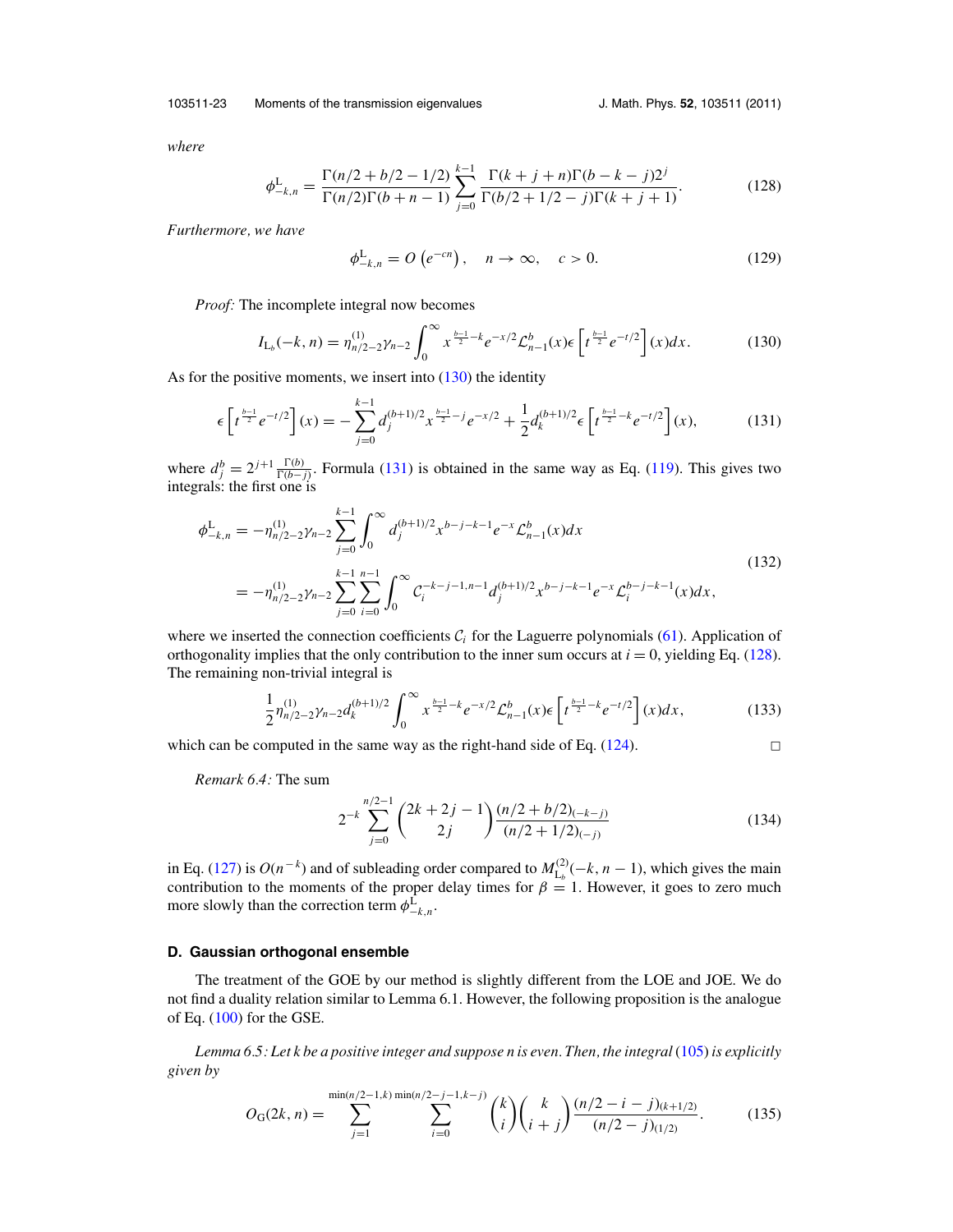*where*

$$\phi^{\mathrm{L}}_{-k,n} = \frac{\Gamma(n/2+b/2-1/2)}{\Gamma(n/2)\Gamma(b+n-1)} \sum_{j=0}^{k-1} \frac{\Gamma(k+j+n)\Gamma(b-k-j)2^j}{\Gamma(b/2+1/2-j)\Gamma(k+j+1)}. \tag{128}$$

*Furthermore, we have*

$$\phi^{\mathrm{L}}_{-k,n} = O\left(e^{-cn}\right), \quad n \to \infty, \quad c > 0. \tag{129}$$

*Proof:* The incomplete integral now becomes

$$I_{\mathrm{L}_b}(-k,n) = \eta^{(1)}_{n/2-2}\gamma_{n-2} \int_0^\infty x^{\frac{b-1}{2}-k} e^{-x/2} \mathcal{L}^b_{n-1}(x) \epsilon\left[t^{\frac{b-1}{2}} e^{-t/2}\right](x) dx. \tag{130}$$

As for the positive moments, we insert into (130) the identity

$$\epsilon\left[t^{\frac{b-1}{2}} e^{-t/2}\right](x) = -\sum_{j=0}^{k-1} d_j^{(b+1)/2} x^{\frac{b-1}{2}-j} e^{-x/2} + \frac{1}{2} d_k^{(b+1)/2} \epsilon\left[t^{\frac{b-1}{2}-k} e^{-t/2}\right](x), \tag{131}$$

where $d^b_j = 2^{j+1}\frac{\Gamma(b)}{\Gamma(b-j)}$. Formula (131) is obtained in the same way as Eq. (119). This gives two integrals: the first one is

$$\begin{aligned}
\phi^{\mathrm{L}}_{-k,n} &= -\eta^{(1)}_{n/2-2}\gamma_{n-2} \sum_{j=0}^{k-1} \int_0^\infty d_j^{(b+1)/2} x^{b-j-k-1} e^{-x} \mathcal{L}^b_{n-1}(x) dx \\
&= -\eta^{(1)}_{n/2-2}\gamma_{n-2} \sum_{j=0}^{k-1} \sum_{i=0}^{n-1} \int_0^\infty \mathcal{C}_i^{-k-j-1,n-1} d_j^{(b+1)/2} x^{b-j-k-1} e^{-x} \mathcal{L}^{b-j-k-1}_i(x) dx,
\end{aligned} \tag{132}$$

where we inserted the connection coefficients $\mathcal{C}_i$ for the Laguerre polynomials (61). Application of orthogonality implies that the only contribution to the inner sum occurs at $i = 0$, yielding Eq. (128). The remaining non-trivial integral is

$$\frac{1}{2}\eta^{(1)}_{n/2-2}\gamma_{n-2} d_k^{(b+1)/2} \int_0^\infty x^{\frac{b-1}{2}-k} e^{-x/2} \mathcal{L}^b_{n-1}(x) \epsilon\left[t^{\frac{b-1}{2}-k} e^{-t/2}\right](x) dx, \tag{133}$$

which can be computed in the same way as the right-hand side of Eq. (124). □

*Remark 6.4:* The sum

$$2^{-k} \sum_{j=0}^{n/2-1} \binom{2k+2j-1}{2j} \frac{(n/2+b/2)_{(-k-j)}}{(n/2+1/2)_{(-j)}} \tag{134}$$

in Eq. (127) is $O(n^{-k})$ and of subleading order compared to $M^{(2)}_{\mathrm{L}_b}(-k, n-1)$, which gives the main contribution to the moments of the proper delay times for $\beta = 1$. However, it goes to zero much more slowly than the correction term $\phi^{\mathrm{L}}_{-k,n}$.

### D. Gaussian orthogonal ensemble

The treatment of the GOE by our method is slightly different from the LOE and JOE. We do not find a duality relation similar to Lemma 6.1. However, the following proposition is the analogue of Eq. (100) for the GSE.

*Lemma 6.5: Let k be a positive integer and suppose n is even. Then, the integral* (105) *is explicitly given by*

$$O_{\mathrm{G}}(2k,n) = \sum_{j=1}^{\min(n/2-1,k)} \sum_{i=0}^{\min(n/2-j-1,k-j)} \binom{k}{i}\binom{k}{i+j} \frac{(n/2-i-j)_{(k+1/2)}}{(n/2-j)_{(1/2)}}. \tag{135}$$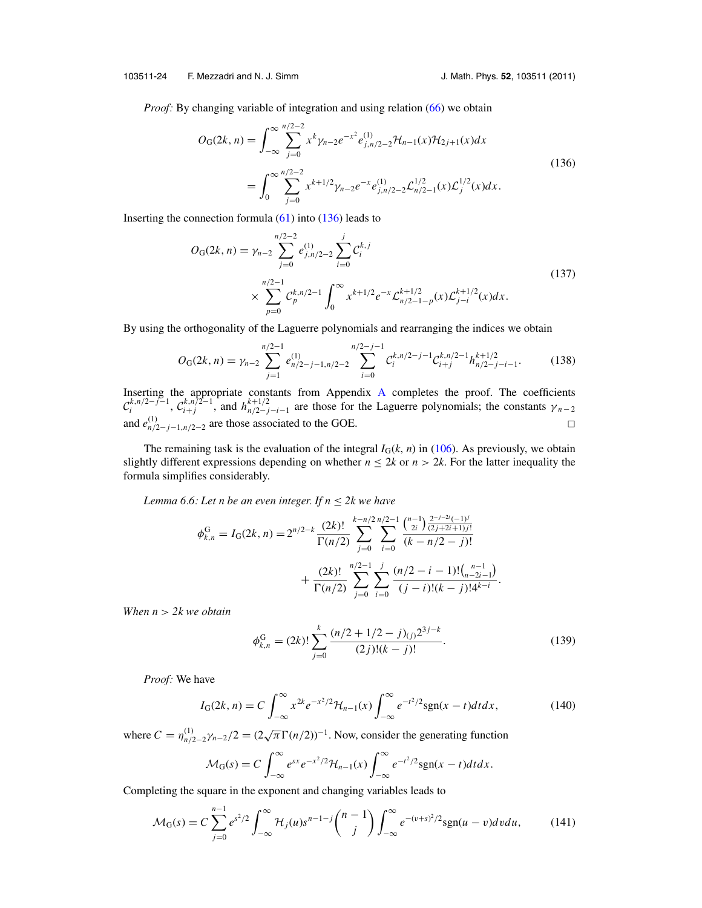*Proof:* By changing variable of integration and using relation (66) we obtain

$$
\begin{aligned}
O_{\mathrm{G}}(2k,n) &= \int_{-\infty}^{\infty}\sum_{j=0}^{n/2-2} x^k \gamma_{n-2} e^{-x^2} e^{(1)}_{j,n/2-2}\mathcal{H}_{n-1}(x)\mathcal{H}_{2j+1}(x)dx \\
&= \int_{0}^{\infty}\sum_{j=0}^{n/2-2} x^{k+1/2} \gamma_{n-2} e^{-x} e^{(1)}_{j,n/2-2}\mathcal{L}^{1/2}_{n/2-1}(x)\mathcal{L}^{1/2}_{j}(x)dx.
\end{aligned}
\tag{136}
$$

Inserting the connection formula (61) into (136) leads to

$$
\begin{aligned}
O_{\mathrm{G}}(2k,n) = \gamma_{n-2}&\sum_{j=0}^{n/2-2} e^{(1)}_{j,n/2-2}\sum_{i=0}^{j}\mathcal{C}^{k,j}_{i} \\
&\times\sum_{p=0}^{n/2-1}\mathcal{C}^{k,n/2-1}_{p}\int_0^{\infty} x^{k+1/2}e^{-x}\mathcal{L}^{k+1/2}_{n/2-1-p}(x)\mathcal{L}^{k+1/2}_{j-i}(x)dx.
\end{aligned}
\tag{137}
$$

By using the orthogonality of the Laguerre polynomials and rearranging the indices we obtain

$$
O_{\mathrm{G}}(2k,n) = \gamma_{n-2}\sum_{j=1}^{n/2-1} e^{(1)}_{n/2-j-1,n/2-2}\sum_{i=0}^{n/2-j-1}\mathcal{C}^{k,n/2-j-1}_{i}\mathcal{C}^{k,n/2-1}_{i+j}h^{k+1/2}_{n/2-j-i-1}. \tag{138}
$$

Inserting the appropriate constants from Appendix A completes the proof. The coefficients $\mathcal{C}^{k,n/2-j-1}_{i}$, $\mathcal{C}^{k,n/2-1}_{i+j}$, and $h^{k+1/2}_{n/2-j-i-1}$ are those for the Laguerre polynomials; the constants $\gamma_{n-2}$ and $e^{(1)}_{n/2-j-1,n/2-2}$ are those associated to the GOE. □

The remaining task is the evaluation of the integral $I_{\mathrm{G}}(k,n)$ in (106). As previously, we obtain slightly different expressions depending on whether $n \le 2k$ or $n > 2k$. For the latter inequality the formula simplifies considerably.

*Lemma 6.6: Let n be an even integer. If $n \le 2k$ we have*

$$
\begin{aligned}
\phi^{\mathrm{G}}_{k,n} = I_{\mathrm{G}}(2k,n) = 2^{n/2-k}\frac{(2k)!}{\Gamma(n/2)}&\sum_{j=0}^{k-n/2}\sum_{i=0}^{n/2-1}\frac{\binom{n-1}{2i}\frac{2^{-j-2i}(-1)^j}{(2j+2i+1)j!}}{(k-n/2-j)!} \\
&+\frac{(2k)!}{\Gamma(n/2)}\sum_{j=0}^{n/2-1}\sum_{i=0}^{j}\frac{(n/2-i-1)!\binom{n-1}{n-2i-1}}{(j-i)!(k-j)!4^{k-i}}.
\end{aligned}
$$

*When $n > 2k$ we obtain*

$$
\phi^{\mathrm{G}}_{k,n} = (2k)!\sum_{j=0}^{k}\frac{(n/2+1/2-j)_{(j)}2^{3j-k}}{(2j)!(k-j)!}. \tag{139}
$$

*Proof:* We have

$$
I_{\mathrm{G}}(2k,n) = C\int_{-\infty}^{\infty} x^{2k}e^{-x^2/2}\mathcal{H}_{n-1}(x)\int_{-\infty}^{\infty}e^{-t^2/2}\mathrm{sgn}(x-t)dtdx, \tag{140}
$$

where $C = \eta^{(1)}_{n/2-2}\gamma_{n-2}/2 = (2\sqrt{\pi}\Gamma(n/2))^{-1}$. Now, consider the generating function

$$
\mathcal{M}_{\mathrm{G}}(s) = C\int_{-\infty}^{\infty} e^{sx}e^{-x^2/2}\mathcal{H}_{n-1}(x)\int_{-\infty}^{\infty}e^{-t^2/2}\mathrm{sgn}(x-t)dtdx.
$$

Completing the square in the exponent and changing variables leads to

$$
\mathcal{M}_{\mathrm{G}}(s) = C\sum_{j=0}^{n-1}e^{s^2/2}\int_{-\infty}^{\infty}\mathcal{H}_j(u)s^{n-1-j}\binom{n-1}{j}\int_{-\infty}^{\infty}e^{-(v+s)^2/2}\mathrm{sgn}(u-v)dvdu, \tag{141}
$$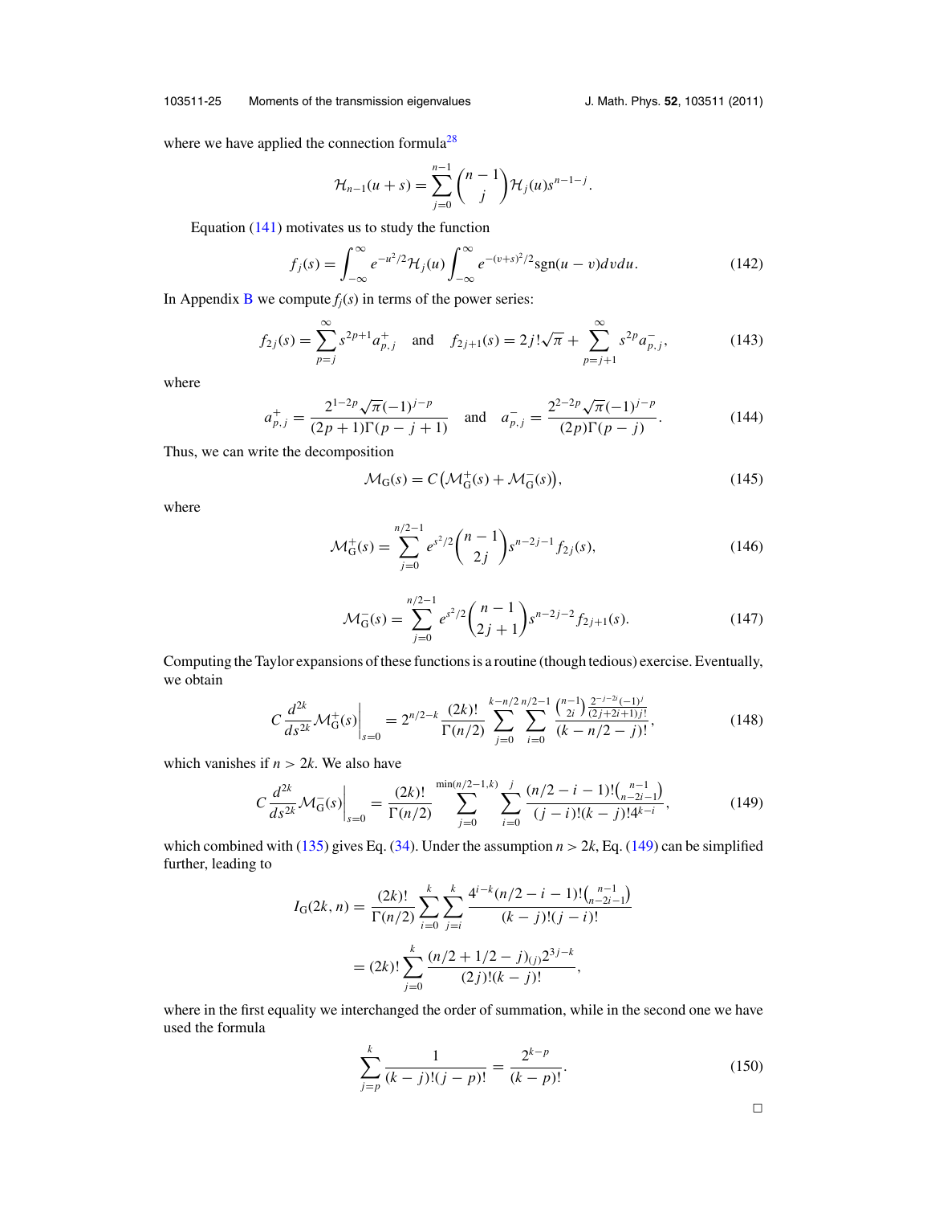where we have applied the connection formula[28]

$$\mathcal{H}_{n-1}(u+s) = \sum_{j=0}^{n-1} \binom{n-1}{j} \mathcal{H}_j(u) s^{n-1-j}.$$

Equation (141) motivates us to study the function

$$f_j(s) = \int_{-\infty}^{\infty} e^{-u^2/2} \mathcal{H}_j(u) \int_{-\infty}^{\infty} e^{-(v+s)^2/2} \operatorname{sgn}(u-v)\, dv\, du. \tag{142}$$

In Appendix B we compute $f_j(s)$ in terms of the power series:

$$f_{2j}(s) = \sum_{p=j}^{\infty} s^{2p+1} a_{p,j}^{+} \quad \text{and} \quad f_{2j+1}(s) = 2j!\sqrt{\pi} + \sum_{p=j+1}^{\infty} s^{2p} a_{p,j}^{-}, \tag{143}$$

where

$$a_{p,j}^{+} = \frac{2^{1-2p}\sqrt{\pi}(-1)^{j-p}}{(2p+1)\Gamma(p-j+1)} \quad \text{and} \quad a_{p,j}^{-} = \frac{2^{2-2p}\sqrt{\pi}(-1)^{j-p}}{(2p)\Gamma(p-j)}. \tag{144}$$

Thus, we can write the decomposition

$$\mathcal{M}_{\mathrm{G}}(s) = C\left(\mathcal{M}_{\mathrm{G}}^{+}(s) + \mathcal{M}_{\mathrm{G}}^{-}(s)\right), \tag{145}$$

where

$$\mathcal{M}_{\mathrm{G}}^{+}(s) = \sum_{j=0}^{n/2-1} e^{s^2/2} \binom{n-1}{2j} s^{n-2j-1} f_{2j}(s), \tag{146}$$

$$\mathcal{M}_{\mathrm{G}}^{-}(s) = \sum_{j=0}^{n/2-1} e^{s^2/2} \binom{n-1}{2j+1} s^{n-2j-2} f_{2j+1}(s). \tag{147}$$

Computing the Taylor expansions of these functions is a routine (though tedious) exercise. Eventually, we obtain

$$C \frac{d^{2k}}{ds^{2k}} \mathcal{M}_{\mathrm{G}}^{+}(s)\bigg|_{s=0} = 2^{n/2-k} \frac{(2k)!}{\Gamma(n/2)} \sum_{j=0}^{k-n/2} \sum_{i=0}^{n/2-1} \frac{\binom{n-1}{2i} \frac{2^{-j-2i}(-1)^j}{(2j+2i+1)j!}}{(k-n/2-j)!}, \tag{148}$$

which vanishes if $n > 2k$. We also have

$$C \frac{d^{2k}}{ds^{2k}} \mathcal{M}_{\mathrm{G}}^{-}(s)\bigg|_{s=0} = \frac{(2k)!}{\Gamma(n/2)} \sum_{j=0}^{\min(n/2-1,k)} \sum_{i=0}^{j} \frac{(n/2-i-1)!\binom{n-1}{n-2i-1}}{(j-i)!(k-j)!4^{k-i}}, \tag{149}$$

which combined with (135) gives Eq. (34). Under the assumption $n > 2k$, Eq. (149) can be simplified further, leading to

$$\begin{aligned}
I_{\mathrm{G}}(2k,n) &= \frac{(2k)!}{\Gamma(n/2)} \sum_{i=0}^{k} \sum_{j=i}^{k} \frac{4^{i-k}(n/2-i-1)!\binom{n-1}{n-2i-1}}{(k-j)!(j-i)!} \\
&= (2k)! \sum_{j=0}^{k} \frac{(n/2+1/2-j)_{(j)} 2^{3j-k}}{(2j)!(k-j)!},
\end{aligned}$$

where in the first equality we interchanged the order of summation, while in the second one we have used the formula

$$\sum_{j=p}^{k} \frac{1}{(k-j)!(j-p)!} = \frac{2^{k-p}}{(k-p)!}. \tag{150}$$

□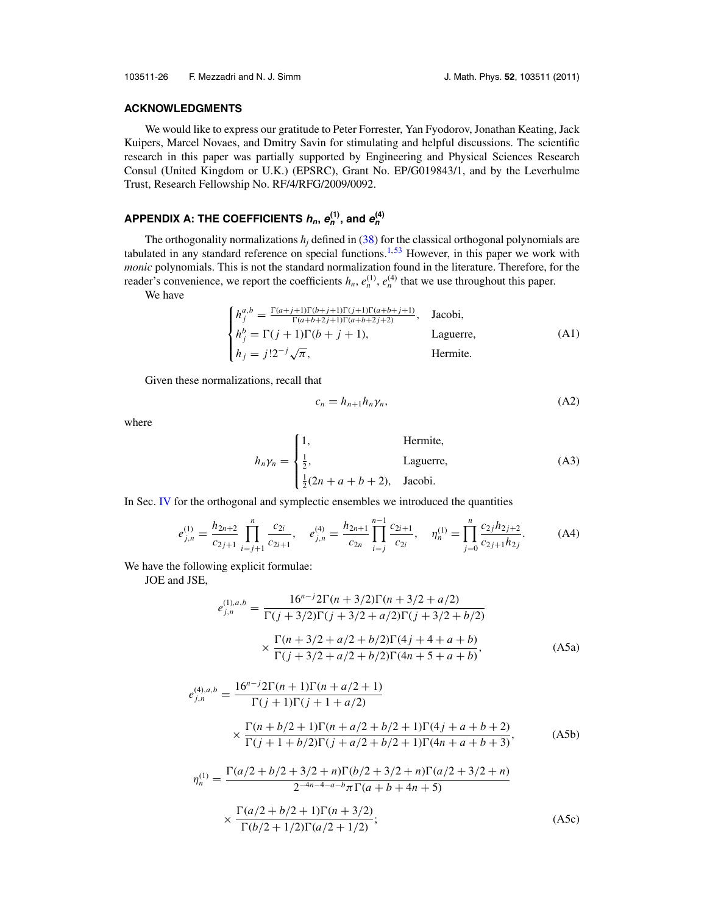## ACKNOWLEDGMENTS

We would like to express our gratitude to Peter Forrester, Yan Fyodorov, Jonathan Keating, Jack Kuipers, Marcel Novaes, and Dmitry Savin for stimulating and helpful discussions. The scientific research in this paper was partially supported by Engineering and Physical Sciences Research Consul (United Kingdom or U.K.) (EPSRC), Grant No. EP/G019843/1, and by the Leverhulme Trust, Research Fellowship No. RF/4/RFG/2009/0092.

## APPENDIX A: THE COEFFICIENTS $h_n$, $e_n^{(1)}$, and $e_n^{(4)}$

The orthogonality normalizations $h_j$ defined in (38) for the classical orthogonal polynomials are tabulated in any standard reference on special functions.[1,53] However, in this paper we work with *monic* polynomials. This is not the standard normalization found in the literature. Therefore, for the reader's convenience, we report the coefficients $h_n$, $e_n^{(1)}$, $e_n^{(4)}$ that we use throughout this paper.

We have

$$\begin{cases} h_j^{a,b} = \frac{\Gamma(a+j+1)\Gamma(b+j+1)\Gamma(j+1)\Gamma(a+b+j+1)}{\Gamma(a+b+2j+1)\Gamma(a+b+2j+2)}, & \text{Jacobi,} \\ h_j^b = \Gamma(j+1)\Gamma(b+j+1), & \text{Laguerre,} \\ h_j = j!2^{-j}\sqrt{\pi}, & \text{Hermite.} \end{cases} \tag{A1}$$

Given these normalizations, recall that

$$c_n = h_{n+1}h_n\gamma_n, \tag{A2}$$

where

$$h_n\gamma_n = \begin{cases} 1, & \text{Hermite,} \\ \frac{1}{2}, & \text{Laguerre,} \\ \frac{1}{2}(2n+a+b+2), & \text{Jacobi.} \end{cases} \tag{A3}$$

In Sec. IV for the orthogonal and symplectic ensembles we introduced the quantities

$$e_{j,n}^{(1)} = \frac{h_{2n+2}}{c_{2j+1}}\prod_{i=j+1}^{n}\frac{c_{2i}}{c_{2i+1}}, \quad e_{j,n}^{(4)} = \frac{h_{2n+1}}{c_{2n}}\prod_{i=j}^{n-1}\frac{c_{2i+1}}{c_{2i}}, \quad \eta_n^{(1)} = \prod_{j=0}^{n}\frac{c_{2j}h_{2j+2}}{c_{2j+1}h_{2j}}. \tag{A4}$$

We have the following explicit formulae:

JOE and JSE,

$$e_{j,n}^{(1),a,b} = \frac{16^{n-j}2\Gamma(n+3/2)\Gamma(n+3/2+a/2)}{\Gamma(j+3/2)\Gamma(j+3/2+a/2)\Gamma(j+3/2+b/2)} \times \frac{\Gamma(n+3/2+a/2+b/2)\Gamma(4j+4+a+b)}{\Gamma(j+3/2+a/2+b/2)\Gamma(4n+5+a+b)}, \tag{A5a}$$

$$e_{j,n}^{(4),a,b} = \frac{16^{n-j}2\Gamma(n+1)\Gamma(n+a/2+1)}{\Gamma(j+1)\Gamma(j+1+a/2)} \times \frac{\Gamma(n+b/2+1)\Gamma(n+a/2+b/2+1)\Gamma(4j+a+b+2)}{\Gamma(j+1+b/2)\Gamma(j+a/2+b/2+1)\Gamma(4n+a+b+3)}, \tag{A5b}$$

$$\eta_n^{(1)} = \frac{\Gamma(a/2+b/2+3/2+n)\Gamma(b/2+3/2+n)\Gamma(a/2+3/2+n)}{2^{-4n-4-a-b}\pi\Gamma(a+b+4n+5)} \times \frac{\Gamma(a/2+b/2+1)\Gamma(n+3/2)}{\Gamma(b/2+1/2)\Gamma(a/2+1/2)}; \tag{A5c}$$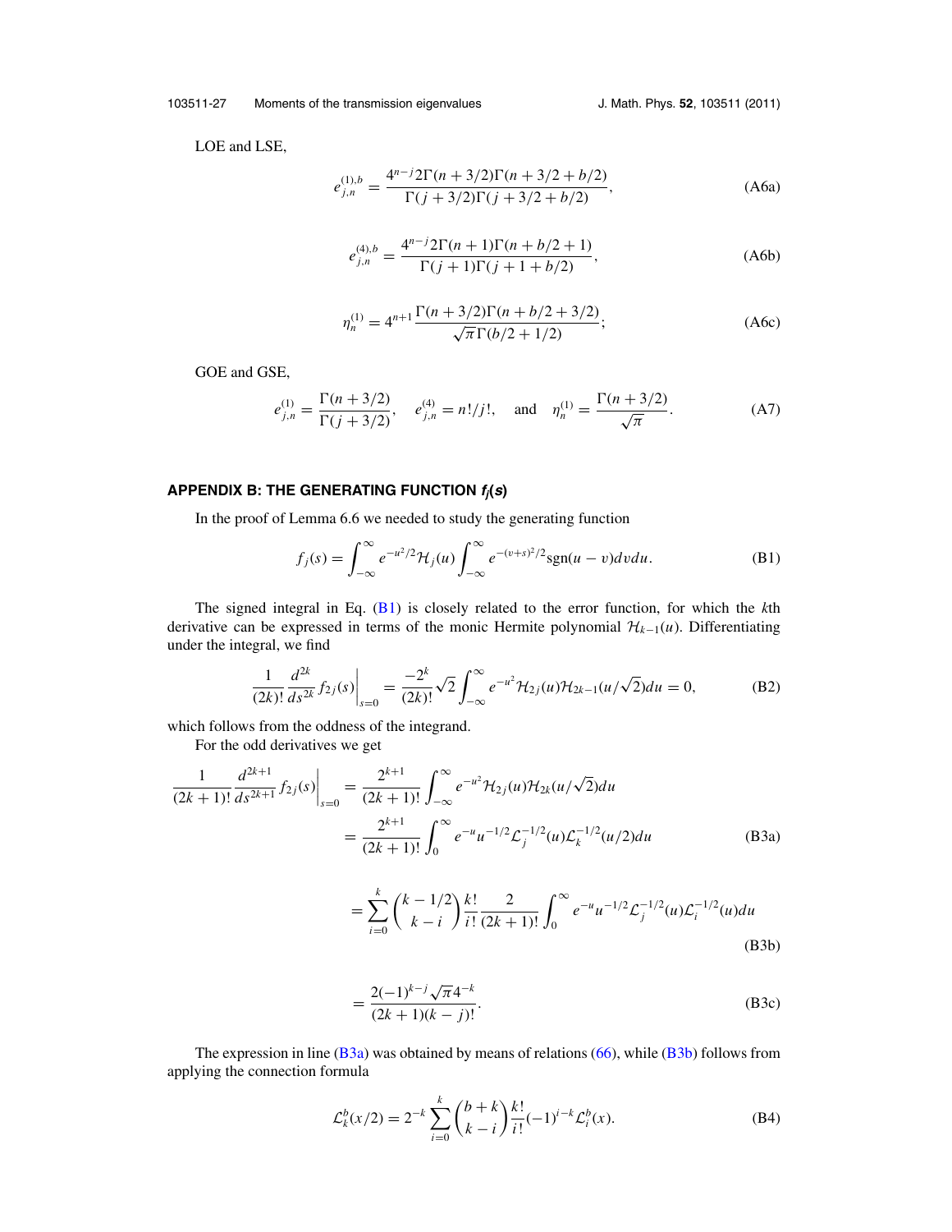LOE and LSE,

$$e_{j,n}^{(1),b} = \frac{4^{n-j}2\Gamma(n+3/2)\Gamma(n+3/2+b/2)}{\Gamma(j+3/2)\Gamma(j+3/2+b/2)}, \tag{A6a}$$

$$e_{j,n}^{(4),b} = \frac{4^{n-j}2\Gamma(n+1)\Gamma(n+b/2+1)}{\Gamma(j+1)\Gamma(j+1+b/2)}, \tag{A6b}$$

$$\eta_n^{(1)} = 4^{n+1}\frac{\Gamma(n+3/2)\Gamma(n+b/2+3/2)}{\sqrt{\pi}\Gamma(b/2+1/2)}; \tag{A6c}$$

GOE and GSE,

$$e_{j,n}^{(1)} = \frac{\Gamma(n+3/2)}{\Gamma(j+3/2)}, \quad e_{j,n}^{(4)} = n!/j!, \quad \text{and} \quad \eta_n^{(1)} = \frac{\Gamma(n+3/2)}{\sqrt{\pi}}. \tag{A7}$$

## APPENDIX B: THE GENERATING FUNCTION $f_j(s)$

In the proof of Lemma 6.6 we needed to study the generating function

$$f_j(s) = \int_{-\infty}^{\infty} e^{-u^2/2}\mathcal{H}_j(u)\int_{-\infty}^{\infty} e^{-(v+s)^2/2}\mathrm{sgn}(u-v)dvdu. \tag{B1}$$

The signed integral in Eq. (B1) is closely related to the error function, for which the $k$th derivative can be expressed in terms of the monic Hermite polynomial $\mathcal{H}_{k-1}(u)$. Differentiating under the integral, we find

$$\frac{1}{(2k)!}\frac{d^{2k}}{ds^{2k}}f_{2j}(s)\bigg|_{s=0} = \frac{-2^k}{(2k)!}\sqrt{2}\int_{-\infty}^{\infty} e^{-u^2}\mathcal{H}_{2j}(u)\mathcal{H}_{2k-1}(u/\sqrt{2})du = 0, \tag{B2}$$

which follows from the oddness of the integrand.

For the odd derivatives we get

$$\begin{aligned}
\frac{1}{(2k+1)!}\frac{d^{2k+1}}{ds^{2k+1}}f_{2j}(s)\bigg|_{s=0} &= \frac{2^{k+1}}{(2k+1)!}\int_{-\infty}^{\infty} e^{-u^2}\mathcal{H}_{2j}(u)\mathcal{H}_{2k}(u/\sqrt{2})du \\
&= \frac{2^{k+1}}{(2k+1)!}\int_0^{\infty} e^{-u}u^{-1/2}\mathcal{L}_j^{-1/2}(u)\mathcal{L}_k^{-1/2}(u/2)du \qquad \text{(B3a)}
\end{aligned}$$

$$= \sum_{i=0}^{k}\binom{k-1/2}{k-i}\frac{k!}{i!}\frac{2}{(2k+1)!}\int_0^{\infty} e^{-u}u^{-1/2}\mathcal{L}_j^{-1/2}(u)\mathcal{L}_i^{-1/2}(u)du \tag{B3b}$$

$$= \frac{2(-1)^{k-j}\sqrt{\pi}4^{-k}}{(2k+1)(k-j)!}. \tag{B3c}$$

The expression in line (B3a) was obtained by means of relations (66), while (B3b) follows from applying the connection formula

$$\mathcal{L}_k^b(x/2) = 2^{-k}\sum_{i=0}^{k}\binom{b+k}{k-i}\frac{k!}{i!}(-1)^{i-k}\mathcal{L}_i^b(x). \tag{B4}$$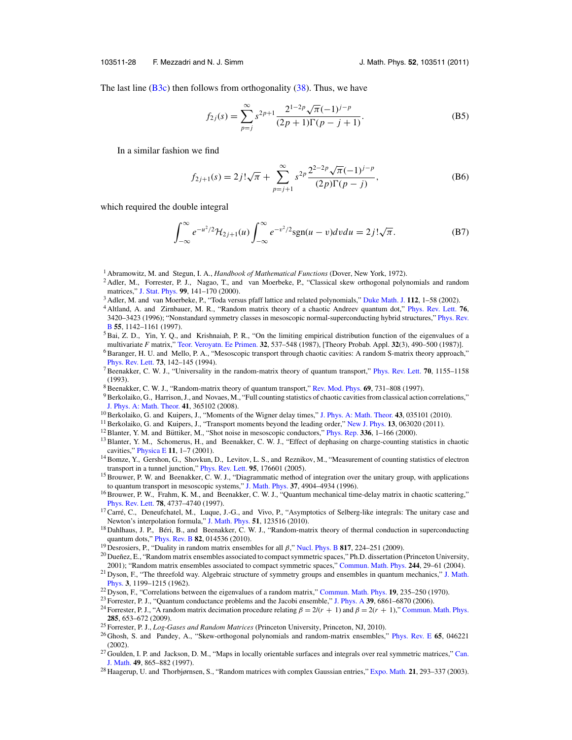The last line (B3c) then follows from orthogonality (38). Thus, we have

$$f_{2j}(s) = \sum_{p=j}^{\infty} s^{2p+1} \frac{2^{1-2p}\sqrt{\pi}(-1)^{j-p}}{(2p+1)\Gamma(p-j+1)}. \tag{B5}$$

In a similar fashion we find

$$f_{2j+1}(s) = 2j!\sqrt{\pi} + \sum_{p=j+1}^{\infty} s^{2p} \frac{2^{2-2p}\sqrt{\pi}(-1)^{j-p}}{(2p)\Gamma(p-j)}, \tag{B6}$$

which required the double integral

$$\int_{-\infty}^{\infty} e^{-u^2/2}\mathcal{H}_{2j+1}(u)\int_{-\infty}^{\infty} e^{-v^2/2}\mathrm{sgn}(u-v)dv du = 2j!\sqrt{\pi}. \tag{B7}$$

[1] Abramowitz, M. and Stegun, I. A., *Handbook of Mathematical Functions* (Dover, New York, 1972).
[2] Adler, M., Forrester, P. J., Nagao, T., and van Moerbeke, P., "Classical skew orthogonal polynomials and random matrices," J. Stat. Phys. **99**, 141–170 (2000).
[3] Adler, M. and van Moerbeke, P., "Toda versus pfaff lattice and related polynomials," Duke Math. J. **112**, 1–58 (2002).
[4] Altland, A. and Zirnbauer, M. R., "Random matrix theory of a chaotic Andreev quantum dot," Phys. Rev. Lett. **76**, 3420–3423 (1996); "Nonstandard symmetry classes in mesoscopic normal-superconducting hybrid structures," Phys. Rev. B **55**, 1142–1161 (1997).
[5] Bai, Z. D., Yin, Y. Q., and Krishnaiah, P. R., "On the limiting empirical distribution function of the eigenvalues of a multivariate *F* matrix," Teor. Veroyatn. Ee Primen. **32**, 537–548 (1987), [Theory Probab. Appl. **32**(3), 490–500 (1987)].
[6] Baranger, H. U. and Mello, P. A., "Mesoscopic transport through chaotic cavities: A random S-matrix theory approach," Phys. Rev. Lett. **73**, 142–145 (1994).
[7] Beenakker, C. W. J., "Universality in the random-matrix theory of quantum transport," Phys. Rev. Lett. **70**, 1155–1158 (1993).
[8] Beenakker, C. W. J., "Random-matrix theory of quantum transport," Rev. Mod. Phys. **69**, 731–808 (1997).
[9] Berkolaiko, G., Harrison, J., and Novaes, M., "Full counting statistics of chaotic cavities from classical action correlations," J. Phys. A: Math. Theor. **41**, 365102 (2008).
[10] Berkolaiko, G. and Kuipers, J., "Moments of the Wigner delay times," J. Phys. A: Math. Theor. **43**, 035101 (2010).
[11] Berkolaiko, G. and Kuipers, J., "Transport moments beyond the leading order," New J. Phys. **13**, 063020 (2011).
[12] Blanter, Y. M. and Büttiker, M., "Shot noise in mesoscopic conductors," Phys. Rep. **336**, 1–166 (2000).
[13] Blanter, Y. M., Schomerus, H., and Beenakker, C. W. J., "Effect of dephasing on charge-counting statistics in chaotic cavities," Physica E **11**, 1–7 (2001).
[14] Bomze, Y., Gershon, G., Shovkun, D., Levitov, L. S., and Reznikov, M., "Measurement of counting statistics of electron transport in a tunnel junction," Phys. Rev. Lett. **95**, 176601 (2005).
[15] Brouwer, P. W. and Beenakker, C. W. J., "Diagrammatic method of integration over the unitary group, with applications to quantum transport in mesoscopic systems," J. Math. Phys. **37**, 4904–4934 (1996).
[16] Brouwer, P. W., Frahm, K. M., and Beenakker, C. W. J., "Quantum mechanical time-delay matrix in chaotic scattering," Phys. Rev. Lett. **78**, 4737–4740 (1997).
[17] Carré, C., Deneufchatel, M., Luque, J.-G., and Vivo, P., "Asymptotics of Selberg-like integrals: The unitary case and Newton's interpolation formula," J. Math. Phys. **51**, 123516 (2010).
[18] Dahlhaus, J. P., Béri, B., and Beenakker, C. W. J., "Random-matrix theory of thermal conduction in superconducting quantum dots," Phys. Rev. B **82**, 014536 (2010).
[19] Desrosiers, P., "Duality in random matrix ensembles for all $\beta$," Nucl. Phys. B **817**, 224–251 (2009).
[20] Dueñez, E., "Random matrix ensembles associated to compact symmetric spaces," Ph.D. dissertation (Princeton University, 2001); "Random matrix ensembles associated to compact symmetric spaces," Commun. Math. Phys. **244**, 29–61 (2004).
[21] Dyson, F., "The threefold way. Algebraic structure of symmetry groups and ensembles in quantum mechanics," J. Math. Phys. **3**, 1199–1215 (1962).
[22] Dyson, F., "Correlations between the eigenvalues of a random matrix," Commun. Math. Phys. **19**, 235–250 (1970).
[23] Forrester, P. J., "Quantum conductance problems and the Jacobi ensemble," J. Phys. A **39**, 6861–6870 (2006).
[24] Forrester, P. J., "A random matrix decimation procedure relating $\beta = 2/(r+1)$ and $\beta = 2(r+1)$," Commun. Math. Phys. **285**, 653–672 (2009).
[25] Forrester, P. J., *Log-Gases and Random Matrices* (Princeton University, Princeton, NJ, 2010).
[26] Ghosh, S. and Pandey, A., "Skew-orthogonal polynomials and random-matrix ensembles," Phys. Rev. E **65**, 046221 (2002).
[27] Goulden, I. P. and Jackson, D. M., "Maps in locally orientable surfaces and integrals over real symmetric matrices," Can. J. Math. **49**, 865–882 (1997).
[28] Haagerup, U. and Thorbjørnsen, S., "Random matrices with complex Gaussian entries," Expo. Math. **21**, 293–337 (2003).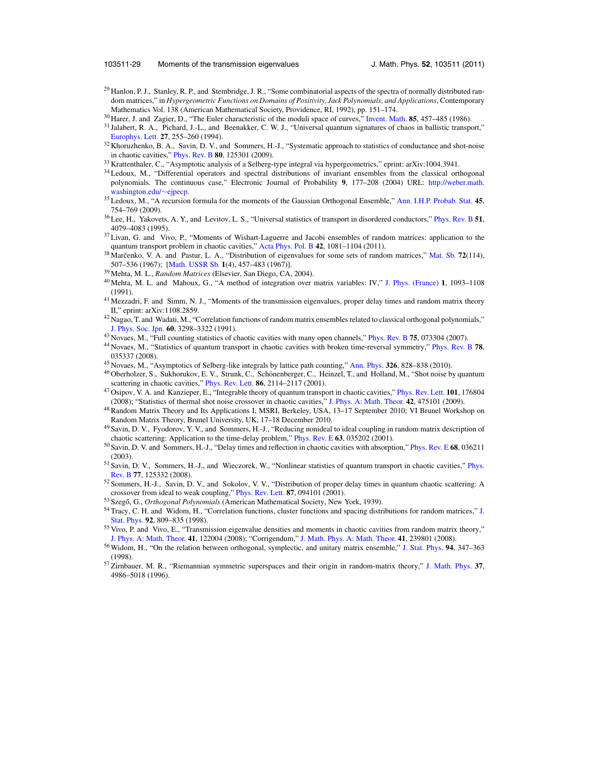[29] Hanlon, P. J., Stanley, R. P., and Stembridge, J. R., "Some combinatorial aspects of the spectra of normally distributed random matrices," in *Hypergeometric Functions on Domains of Positivity, Jack Polynomials, and Applications*, Contemporary Mathematics Vol. 138 (American Mathematical Society, Providence, RI, 1992), pp. 151–174.

[30] Harer, J. and Zagier, D., "The Euler characteristic of the moduli space of curves," Invent. Math. **85**, 457–485 (1986).

[31] Jalabert, R. A., Pichard, J.-L., and Beenakker, C. W. J., "Universal quantum signatures of chaos in ballistic transport," Europhys. Lett. **27**, 255–260 (1994).

[32] Khoruzhenko, B. A., Savin, D. V., and Sommers, H.-J., "Systematic approach to statistics of conductance and shot-noise in chaotic cavities," Phys. Rev. B **80**, 125301 (2009).

[33] Krattenthaler, C., "Asymptotic analysis of a Selberg-type integral via hypergeometrics," eprint: arXiv:1004.3941.

[34] Ledoux, M., "Differential operators and spectral distributions of invariant ensembles from the classical orthogonal polynomials. The continuous case," Electronic Journal of Probability **9**, 177–208 (2004) URL: http://weber.math.washington.edu/~ejpecp.

[35] Ledoux, M., "A recursion formula for the moments of the Gaussian Orthogonal Ensemble," Ann. I.H.P. Probab. Stat. **45**, 754–769 (2009).

[36] Lee, H., Yakovets, A. Y., and Levitov, L. S., "Universal statistics of transport in disordered conductors," Phys. Rev. B **51**, 4079–4083 (1995).

[37] Livan, G. and Vivo, P., "Moments of Wishart-Laguerre and Jacobi ensembles of random matrices: application to the quantum transport problem in chaotic cavities," Acta Phys. Pol. B **42**, 1081–1104 (2011).

[38] Marčenko, V. A. and Pastur, L. A., "Distribution of eigenvalues for some sets of random matrices," Mat. Sb. **72**(114), 507–536 (1967); [Math. USSR Sb. **1**(4), 457–483 (1967)].

[39] Mehta, M. L., *Random Matrices* (Elsevier, San Diego, CA, 2004).

[40] Mehta, M. L. and Mahoux, G., "A method of integration over matrix variables: IV," J. Phys. (France) **1**, 1093–1108 (1991).

[41] Mezzadri, F. and Simm, N. J., "Moments of the transmission eigenvalues, proper delay times and random matrix theory II," eprint: arXiv:1108.2859.

[42] Nagao, T. and Wadati, M., "Correlation functions of random matrix ensembles related to classical orthogonal polynomials," J. Phys. Soc. Jpn. **60**, 3298–3322 (1991).

[43] Novaes, M., "Full counting statistics of chaotic cavities with many open channels," Phys. Rev. B **75**, 073304 (2007).

[44] Novaes, M., "Statistics of quantum transport in chaotic cavities with broken time-reversal symmetry," Phys. Rev. B **78**, 035337 (2008).

[45] Novaes, M., "Asymptotics of Selberg-like integrals by lattice path counting," Ann. Phys. **326**, 828–838 (2010).

[46] Oberholzer, S., Sukhorukov, E. V., Strunk, C., Schönenberger, C., Heinzel, T., and Holland, M., "Shot noise by quantum scattering in chaotic cavities," Phys. Rev. Lett. **86**, 2114–2117 (2001).

[47] Osipov, V. A. and Kanzieper, E., "Integrable theory of quantum transport in chaotic cavities," Phys. Rev. Lett. **101**, 176804 (2008); "Statistics of thermal shot noise crossover in chaotic cavities," J. Phys. A: Math. Theor. **42**, 475101 (2009).

[48] Random Matrix Theory and Its Applications I, MSRI, Berkeley, USA, 13–17 September 2010; VI Brunel Workshop on Random Matrix Theory, Brunel University, UK, 17–18 December 2010.

[49] Savin, D. V., Fyodorov, Y. V., and Sommers, H.-J., "Reducing nonideal to ideal coupling in random matrix description of chaotic scattering: Application to the time-delay problem," Phys. Rev. E **63**, 035202 (2001).

[50] Savin, D. V. and Sommers, H.-J., "Delay times and reflection in chaotic cavities with absorption," Phys. Rev. E **68**, 036211 (2003).

[51] Savin, D. V., Sommers, H.-J., and Wieczorek, W., "Nonlinear statistics of quantum transport in chaotic cavities," Phys. Rev. B **77**, 125332 (2008).

[52] Sommers, H.-J., Savin, D. V., and Sokolov, V. V., "Distribution of proper delay times in quantum chaotic scattering: A crossover from ideal to weak coupling," Phys. Rev. Lett. **87**, 094101 (2001).

[53] Szegő, G., *Orthogonal Polynomials* (American Mathematical Society, New York, 1939).

[54] Tracy, C. H. and Widom, H., "Correlation functions, cluster functions and spacing distributions for random matrices," J. Stat. Phys. **92**, 809–835 (1998).

[55] Vivo, P. and Vivo, E., "Transmission eigenvalue densities and moments in chaotic cavities from random matrix theory," J. Phys. A: Math. Theor. **41**, 122004 (2008); "Corrigendum," J. Math. Phys. A: Math. Theor. **41**, 239801 (2008).

[56] Widom, H., "On the relation between orthogonal, symplectic, and unitary matrix ensemble," J. Stat. Phys. **94**, 347–363 (1998).

[57] Zirnbauer, M. R., "Riemannian symmetric superspaces and their origin in random-matrix theory," J. Math. Phys. **37**, 4986–5018 (1996).